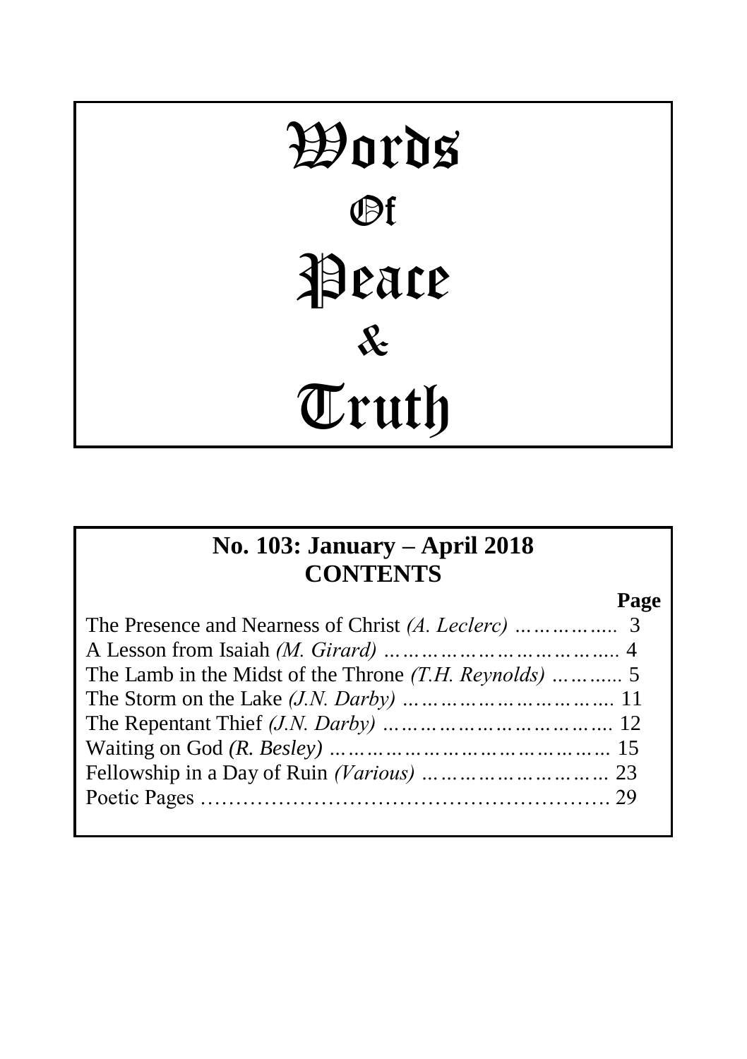# Words Of Peace & Truth

## No. 103: January – April 2018
## CONTENTS

| | Page |
|---|---|
| The Presence and Nearness of Christ *(A. Leclerc)* | 3 |
| A Lesson from Isaiah *(M. Girard)* | 4 |
| The Lamb in the Midst of the Throne *(T.H. Reynolds)* | 5 |
| The Storm on the Lake *(J.N. Darby)* | 11 |
| The Repentant Thief *(J.N. Darby)* | 12 |
| Waiting on God *(R. Besley)* | 15 |
| Fellowship in a Day of Ruin *(Various)* | 23 |
| Poetic Pages | 29 |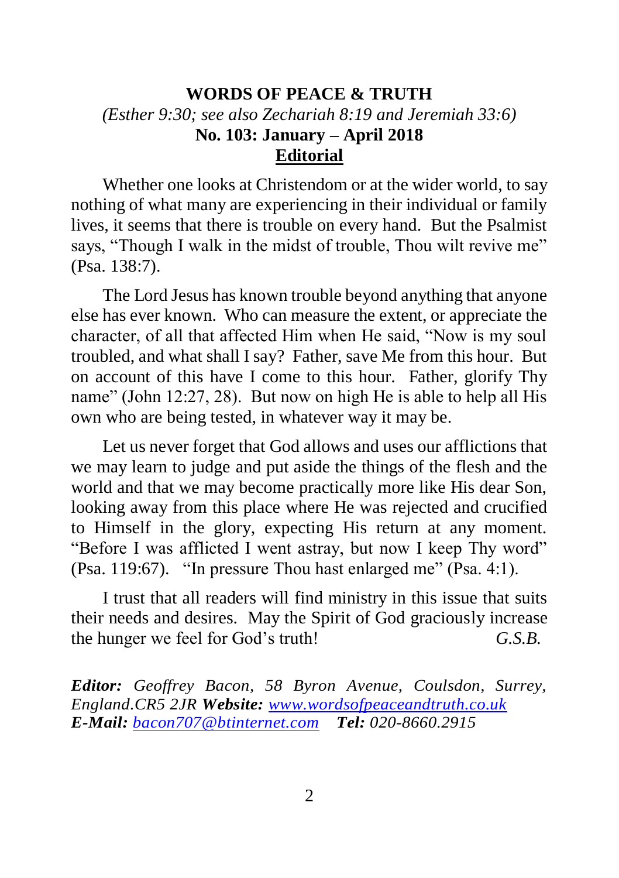# WORDS OF PEACE & TRUTH

*(Esther 9:30; see also Zechariah 8:19 and Jeremiah 33:6)*

**No. 103: January – April 2018**

## Editorial

Whether one looks at Christendom or at the wider world, to say nothing of what many are experiencing in their individual or family lives, it seems that there is trouble on every hand. But the Psalmist says, "Though I walk in the midst of trouble, Thou wilt revive me" (Psa. 138:7).

The Lord Jesus has known trouble beyond anything that anyone else has ever known. Who can measure the extent, or appreciate the character, of all that affected Him when He said, "Now is my soul troubled, and what shall I say? Father, save Me from this hour. But on account of this have I come to this hour. Father, glorify Thy name" (John 12:27, 28). But now on high He is able to help all His own who are being tested, in whatever way it may be.

Let us never forget that God allows and uses our afflictions that we may learn to judge and put aside the things of the flesh and the world and that we may become practically more like His dear Son, looking away from this place where He was rejected and crucified to Himself in the glory, expecting His return at any moment. "Before I was afflicted I went astray, but now I keep Thy word" (Psa. 119:67). "In pressure Thou hast enlarged me" (Psa. 4:1).

I trust that all readers will find ministry in this issue that suits their needs and desires. May the Spirit of God graciously increase the hunger we feel for God's truth! *G.S.B.*

***Editor:*** *Geoffrey Bacon, 58 Byron Avenue, Coulsdon, Surrey, England.CR5 2JR* ***Website:*** *www.wordsofpeaceandtruth.co.uk*
***E-Mail:*** *bacon707@btinternet.com* ***Tel:*** *020-8660.2915*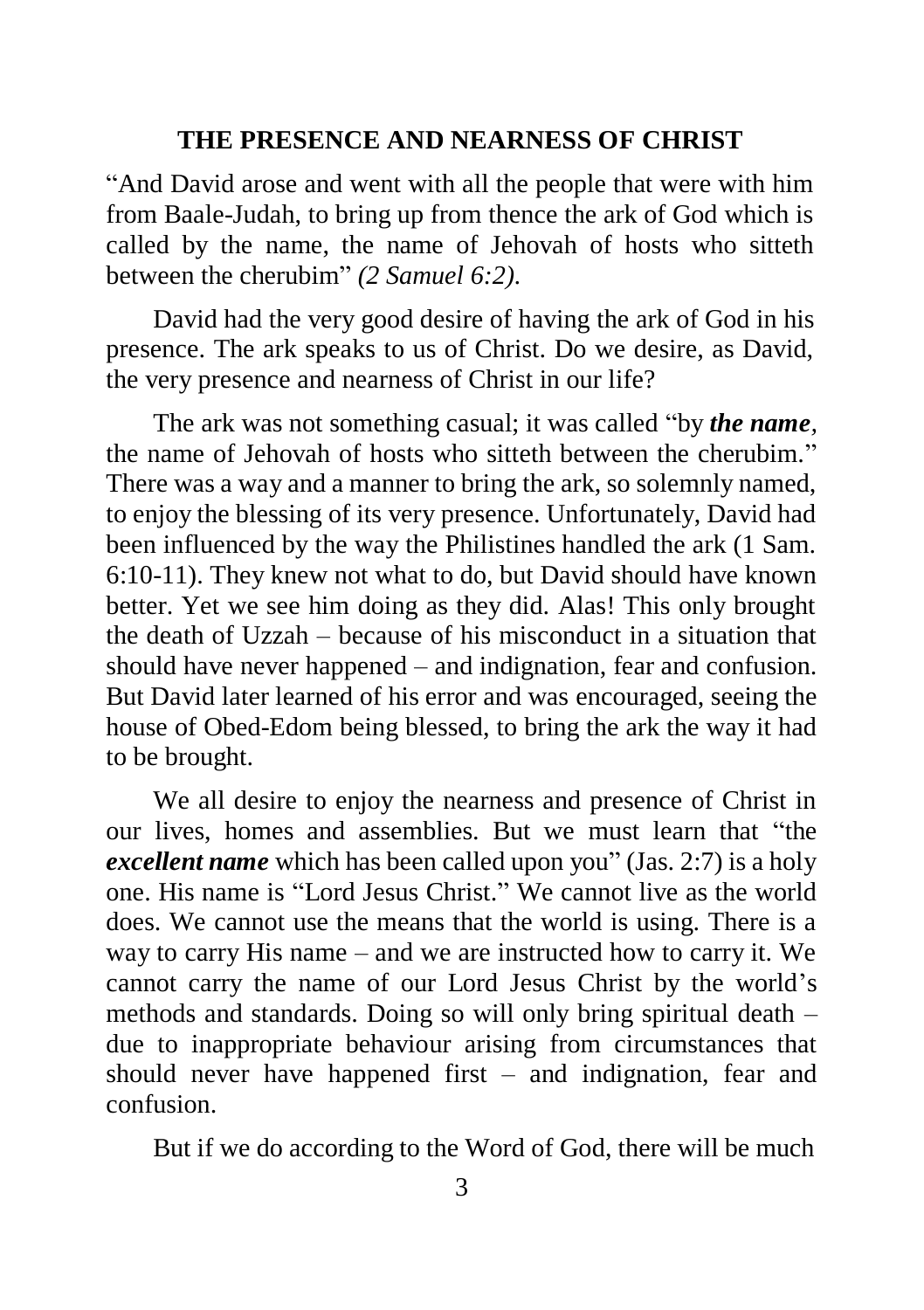## THE PRESENCE AND NEARNESS OF CHRIST

"And David arose and went with all the people that were with him from Baale-Judah, to bring up from thence the ark of God which is called by the name, the name of Jehovah of hosts who sitteth between the cherubim" *(2 Samuel 6:2).*

David had the very good desire of having the ark of God in his presence. The ark speaks to us of Christ. Do we desire, as David, the very presence and nearness of Christ in our life?

The ark was not something casual; it was called "by ***the name***, the name of Jehovah of hosts who sitteth between the cherubim." There was a way and a manner to bring the ark, so solemnly named, to enjoy the blessing of its very presence. Unfortunately, David had been influenced by the way the Philistines handled the ark (1 Sam. 6:10-11). They knew not what to do, but David should have known better. Yet we see him doing as they did. Alas! This only brought the death of Uzzah – because of his misconduct in a situation that should have never happened – and indignation, fear and confusion. But David later learned of his error and was encouraged, seeing the house of Obed-Edom being blessed, to bring the ark the way it had to be brought.

We all desire to enjoy the nearness and presence of Christ in our lives, homes and assemblies. But we must learn that "the ***excellent name*** which has been called upon you" (Jas. 2:7) is a holy one. His name is "Lord Jesus Christ." We cannot live as the world does. We cannot use the means that the world is using. There is a way to carry His name – and we are instructed how to carry it. We cannot carry the name of our Lord Jesus Christ by the world's methods and standards. Doing so will only bring spiritual death – due to inappropriate behaviour arising from circumstances that should never have happened first – and indignation, fear and confusion.

But if we do according to the Word of God, there will be much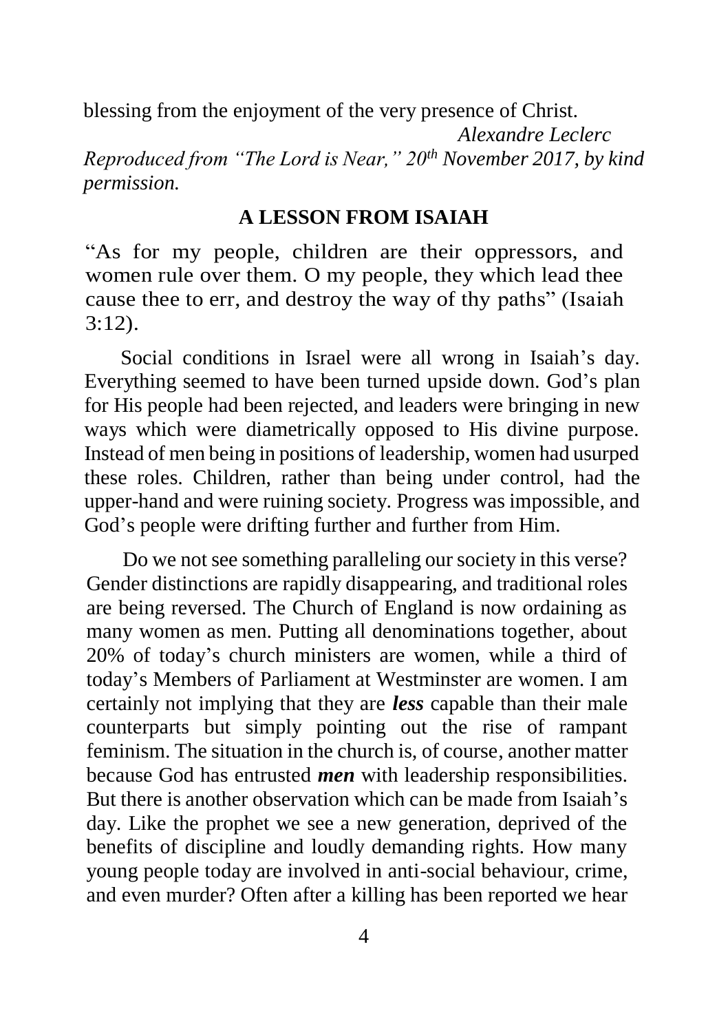blessing from the enjoyment of the very presence of Christ.

*Alexandre Leclerc*

*Reproduced from "The Lord is Near," 20th November 2017, by kind permission.*

## A LESSON FROM ISAIAH

"As for my people, children are their oppressors, and women rule over them. O my people, they which lead thee cause thee to err, and destroy the way of thy paths" (Isaiah 3:12).

Social conditions in Israel were all wrong in Isaiah's day. Everything seemed to have been turned upside down. God's plan for His people had been rejected, and leaders were bringing in new ways which were diametrically opposed to His divine purpose. Instead of men being in positions of leadership, women had usurped these roles. Children, rather than being under control, had the upper-hand and were ruining society. Progress was impossible, and God's people were drifting further and further from Him.

Do we not see something paralleling our society in this verse? Gender distinctions are rapidly disappearing, and traditional roles are being reversed. The Church of England is now ordaining as many women as men. Putting all denominations together, about 20% of today's church ministers are women, while a third of today's Members of Parliament at Westminster are women. I am certainly not implying that they are ***less*** capable than their male counterparts but simply pointing out the rise of rampant feminism. The situation in the church is, of course, another matter because God has entrusted ***men*** with leadership responsibilities. But there is another observation which can be made from Isaiah's day. Like the prophet we see a new generation, deprived of the benefits of discipline and loudly demanding rights. How many young people today are involved in anti-social behaviour, crime, and even murder? Often after a killing has been reported we hear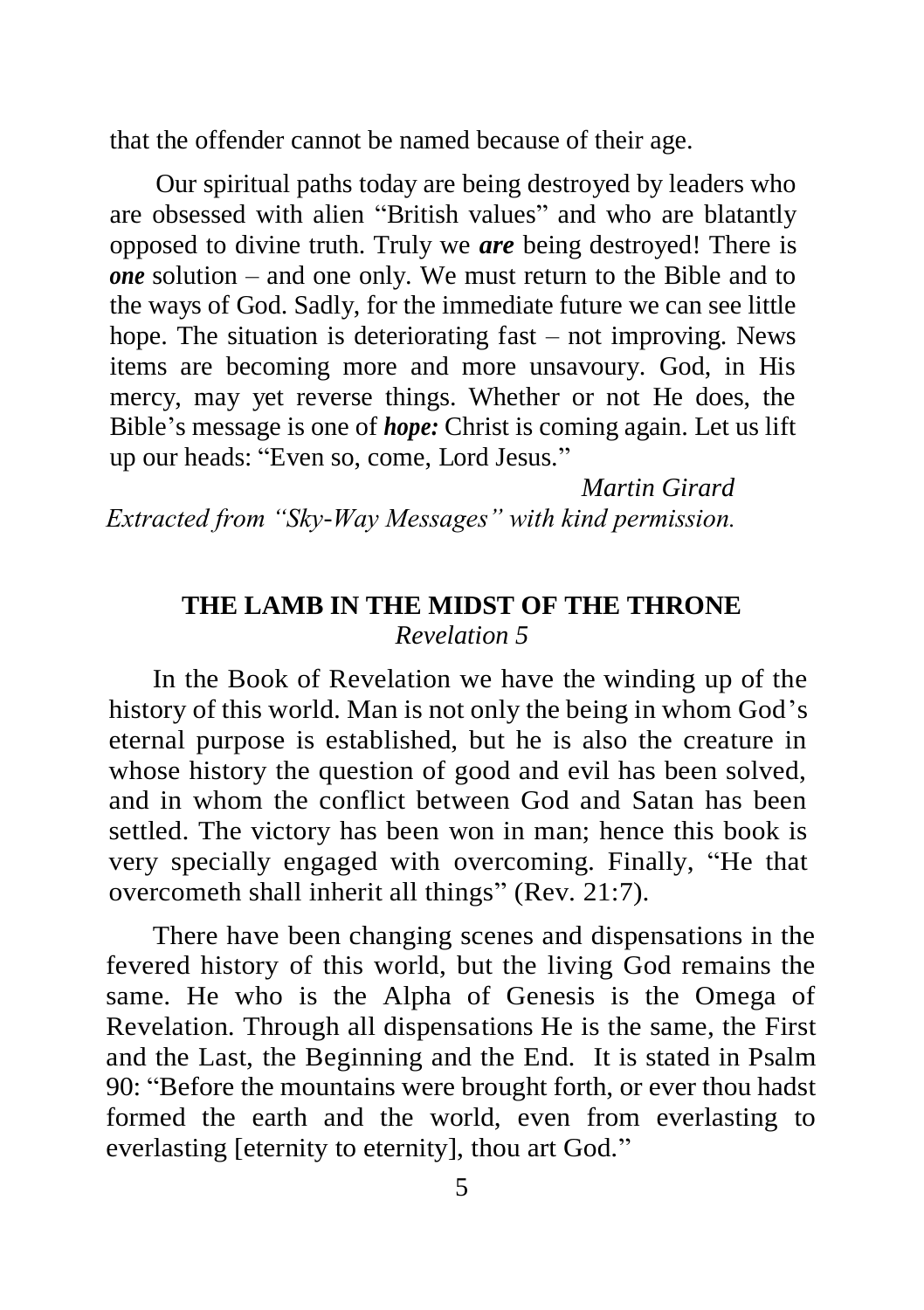that the offender cannot be named because of their age.

Our spiritual paths today are being destroyed by leaders who are obsessed with alien "British values" and who are blatantly opposed to divine truth. Truly we ***are*** being destroyed! There is ***one*** solution – and one only. We must return to the Bible and to the ways of God. Sadly, for the immediate future we can see little hope. The situation is deteriorating fast – not improving. News items are becoming more and more unsavoury. God, in His mercy, may yet reverse things. Whether or not He does, the Bible's message is one of ***hope:*** Christ is coming again. Let us lift up our heads: "Even so, come, Lord Jesus."

*Martin Girard*

*Extracted from "Sky-Way Messages" with kind permission.*

## THE LAMB IN THE MIDST OF THE THRONE

*Revelation 5*

In the Book of Revelation we have the winding up of the history of this world. Man is not only the being in whom God's eternal purpose is established, but he is also the creature in whose history the question of good and evil has been solved, and in whom the conflict between God and Satan has been settled. The victory has been won in man; hence this book is very specially engaged with overcoming. Finally, "He that overcometh shall inherit all things" (Rev. 21:7).

There have been changing scenes and dispensations in the fevered history of this world, but the living God remains the same. He who is the Alpha of Genesis is the Omega of Revelation. Through all dispensations He is the same, the First and the Last, the Beginning and the End. It is stated in Psalm 90: "Before the mountains were brought forth, or ever thou hadst formed the earth and the world, even from everlasting to everlasting [eternity to eternity], thou art God."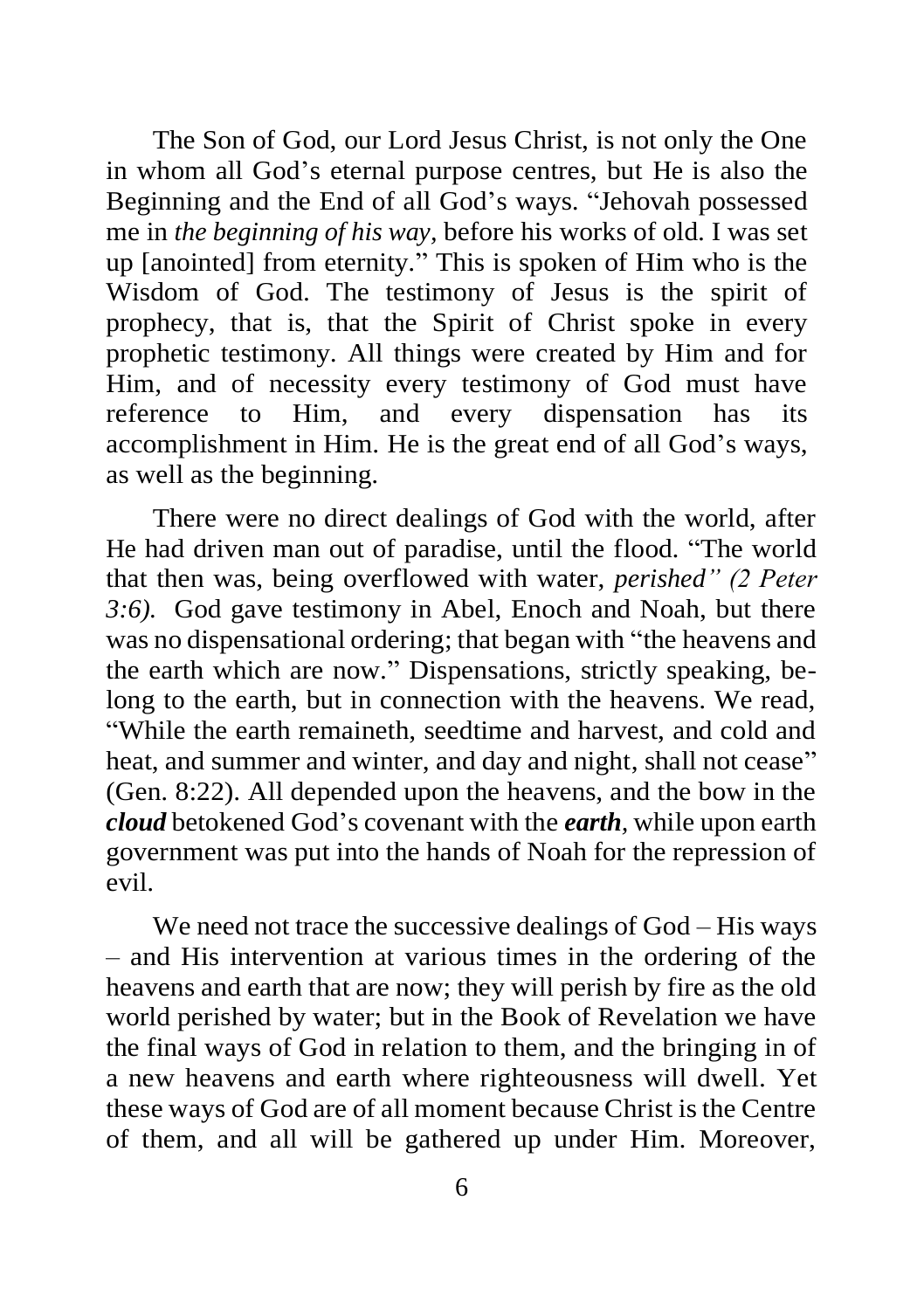The Son of God, our Lord Jesus Christ, is not only the One in whom all God's eternal purpose centres, but He is also the Beginning and the End of all God's ways. "Jehovah possessed me in *the beginning of his way,* before his works of old. I was set up [anointed] from eternity." This is spoken of Him who is the Wisdom of God. The testimony of Jesus is the spirit of prophecy, that is, that the Spirit of Christ spoke in every prophetic testimony. All things were created by Him and for Him, and of necessity every testimony of God must have reference to Him, and every dispensation has its accomplishment in Him. He is the great end of all God's ways, as well as the beginning.

There were no direct dealings of God with the world, after He had driven man out of paradise, until the flood. "The world that then was, being overflowed with water, *perished" (2 Peter 3:6).* God gave testimony in Abel, Enoch and Noah, but there was no dispensational ordering; that began with "the heavens and the earth which are now." Dispensations, strictly speaking, belong to the earth, but in connection with the heavens. We read, "While the earth remaineth, seedtime and harvest, and cold and heat, and summer and winter, and day and night, shall not cease" (Gen. 8:22). All depended upon the heavens, and the bow in the ***cloud*** betokened God's covenant with the ***earth***, while upon earth government was put into the hands of Noah for the repression of evil.

We need not trace the successive dealings of God – His ways – and His intervention at various times in the ordering of the heavens and earth that are now; they will perish by fire as the old world perished by water; but in the Book of Revelation we have the final ways of God in relation to them, and the bringing in of a new heavens and earth where righteousness will dwell. Yet these ways of God are of all moment because Christ is the Centre of them, and all will be gathered up under Him. Moreover,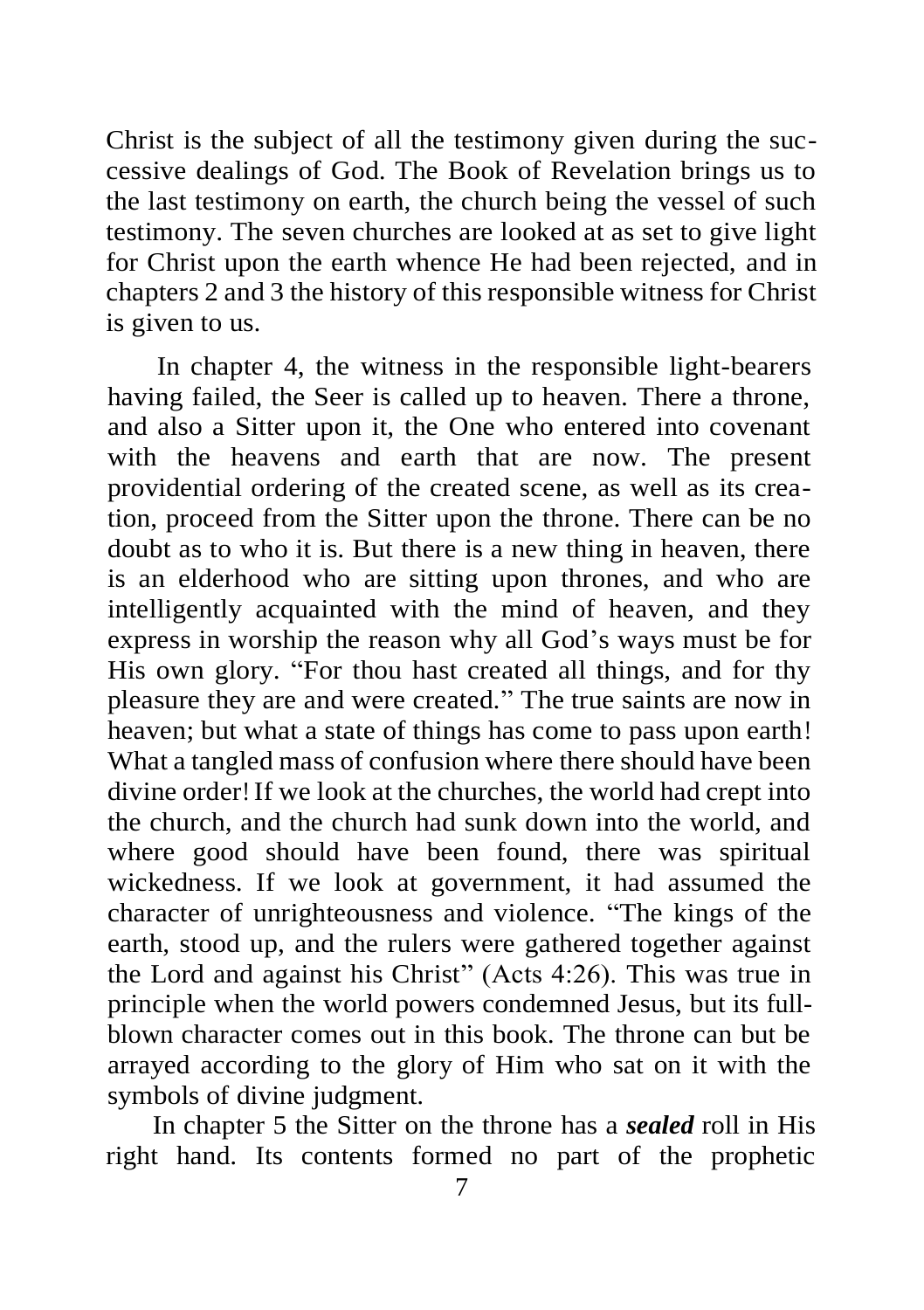Christ is the subject of all the testimony given during the successive dealings of God. The Book of Revelation brings us to the last testimony on earth, the church being the vessel of such testimony. The seven churches are looked at as set to give light for Christ upon the earth whence He had been rejected, and in chapters 2 and 3 the history of this responsible witness for Christ is given to us.

In chapter 4, the witness in the responsible light-bearers having failed, the Seer is called up to heaven. There a throne, and also a Sitter upon it, the One who entered into covenant with the heavens and earth that are now. The present providential ordering of the created scene, as well as its creation, proceed from the Sitter upon the throne. There can be no doubt as to who it is. But there is a new thing in heaven, there is an elderhood who are sitting upon thrones, and who are intelligently acquainted with the mind of heaven, and they express in worship the reason why all God's ways must be for His own glory. "For thou hast created all things, and for thy pleasure they are and were created." The true saints are now in heaven; but what a state of things has come to pass upon earth! What a tangled mass of confusion where there should have been divine order! If we look at the churches, the world had crept into the church, and the church had sunk down into the world, and where good should have been found, there was spiritual wickedness. If we look at government, it had assumed the character of unrighteousness and violence. "The kings of the earth, stood up, and the rulers were gathered together against the Lord and against his Christ" (Acts 4:26). This was true in principle when the world powers condemned Jesus, but its full-blown character comes out in this book. The throne can but be arrayed according to the glory of Him who sat on it with the symbols of divine judgment.

In chapter 5 the Sitter on the throne has a ***sealed*** roll in His right hand. Its contents formed no part of the prophetic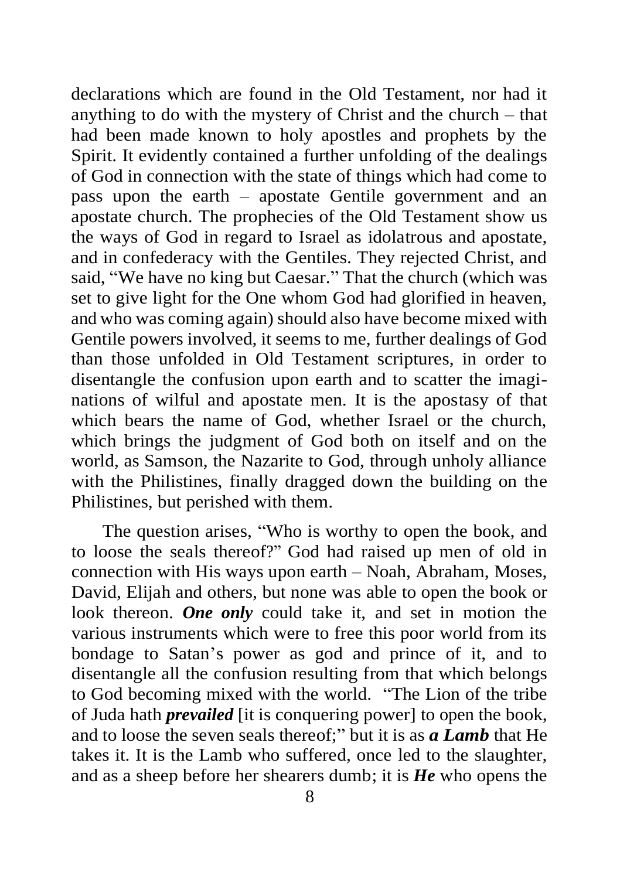declarations which are found in the Old Testament, nor had it anything to do with the mystery of Christ and the church – that had been made known to holy apostles and prophets by the Spirit. It evidently contained a further unfolding of the dealings of God in connection with the state of things which had come to pass upon the earth – apostate Gentile government and an apostate church. The prophecies of the Old Testament show us the ways of God in regard to Israel as idolatrous and apostate, and in confederacy with the Gentiles. They rejected Christ, and said, "We have no king but Caesar." That the church (which was set to give light for the One whom God had glorified in heaven, and who was coming again) should also have become mixed with Gentile powers involved, it seems to me, further dealings of God than those unfolded in Old Testament scriptures, in order to disentangle the confusion upon earth and to scatter the imaginations of wilful and apostate men. It is the apostasy of that which bears the name of God, whether Israel or the church, which brings the judgment of God both on itself and on the world, as Samson, the Nazarite to God, through unholy alliance with the Philistines, finally dragged down the building on the Philistines, but perished with them.

The question arises, "Who is worthy to open the book, and to loose the seals thereof?" God had raised up men of old in connection with His ways upon earth – Noah, Abraham, Moses, David, Elijah and others, but none was able to open the book or look thereon. ***One only*** could take it, and set in motion the various instruments which were to free this poor world from its bondage to Satan's power as god and prince of it, and to disentangle all the confusion resulting from that which belongs to God becoming mixed with the world. "The Lion of the tribe of Juda hath ***prevailed*** [it is conquering power] to open the book, and to loose the seven seals thereof;" but it is as ***a Lamb*** that He takes it. It is the Lamb who suffered, once led to the slaughter, and as a sheep before her shearers dumb; it is ***He*** who opens the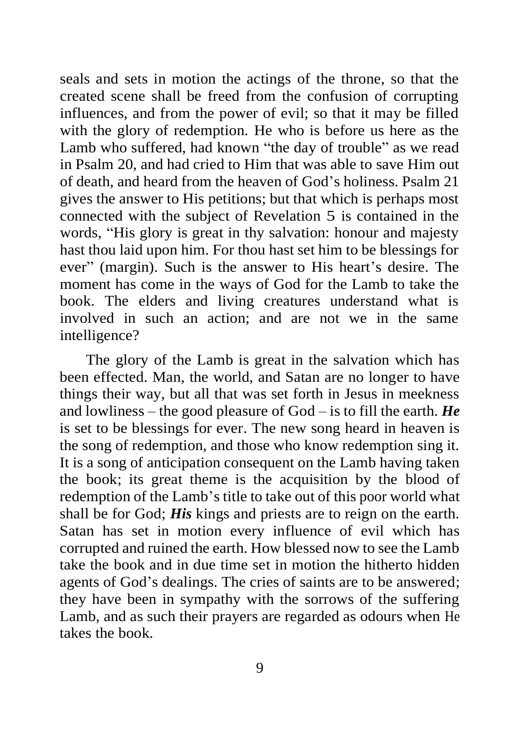seals and sets in motion the actings of the throne, so that the created scene shall be freed from the confusion of corrupting influences, and from the power of evil; so that it may be filled with the glory of redemption. He who is before us here as the Lamb who suffered, had known "the day of trouble" as we read in Psalm 20, and had cried to Him that was able to save Him out of death, and heard from the heaven of God's holiness. Psalm 21 gives the answer to His petitions; but that which is perhaps most connected with the subject of Revelation 5 is contained in the words, "His glory is great in thy salvation: honour and majesty hast thou laid upon him. For thou hast set him to be blessings for ever" (margin). Such is the answer to His heart's desire. The moment has come in the ways of God for the Lamb to take the book. The elders and living creatures understand what is involved in such an action; and are not we in the same intelligence?

The glory of the Lamb is great in the salvation which has been effected. Man, the world, and Satan are no longer to have things their way, but all that was set forth in Jesus in meekness and lowliness – the good pleasure of God – is to fill the earth. ***He*** is set to be blessings for ever. The new song heard in heaven is the song of redemption, and those who know redemption sing it. It is a song of anticipation consequent on the Lamb having taken the book; its great theme is the acquisition by the blood of redemption of the Lamb's title to take out of this poor world what shall be for God; ***His*** kings and priests are to reign on the earth. Satan has set in motion every influence of evil which has corrupted and ruined the earth. How blessed now to see the Lamb take the book and in due time set in motion the hitherto hidden agents of God's dealings. The cries of saints are to be answered; they have been in sympathy with the sorrows of the suffering Lamb, and as such their prayers are regarded as odours when He takes the book.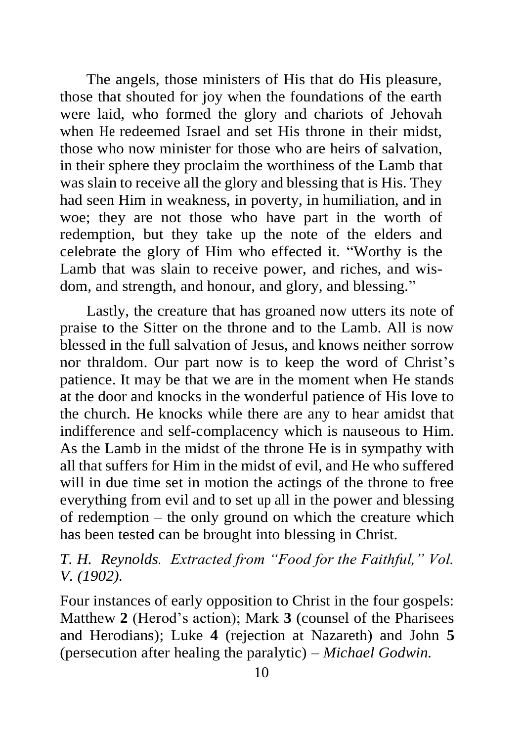The angels, those ministers of His that do His pleasure, those that shouted for joy when the foundations of the earth were laid, who formed the glory and chariots of Jehovah when He redeemed Israel and set His throne in their midst, those who now minister for those who are heirs of salvation, in their sphere they proclaim the worthiness of the Lamb that was slain to receive all the glory and blessing that is His. They had seen Him in weakness, in poverty, in humiliation, and in woe; they are not those who have part in the worth of redemption, but they take up the note of the elders and celebrate the glory of Him who effected it. "Worthy is the Lamb that was slain to receive power, and riches, and wisdom, and strength, and honour, and glory, and blessing."

Lastly, the creature that has groaned now utters its note of praise to the Sitter on the throne and to the Lamb. All is now blessed in the full salvation of Jesus, and knows neither sorrow nor thraldom. Our part now is to keep the word of Christ's patience. It may be that we are in the moment when He stands at the door and knocks in the wonderful patience of His love to the church. He knocks while there are any to hear amidst that indifference and self-complacency which is nauseous to Him. As the Lamb in the midst of the throne He is in sympathy with all that suffers for Him in the midst of evil, and He who suffered will in due time set in motion the actings of the throne to free everything from evil and to set up all in the power and blessing of redemption – the only ground on which the creature which has been tested can be brought into blessing in Christ.

*T. H. Reynolds. Extracted from "Food for the Faithful," Vol. V. (1902).*

Four instances of early opposition to Christ in the four gospels: Matthew **2** (Herod's action); Mark **3** (counsel of the Pharisees and Herodians); Luke **4** (rejection at Nazareth) and John **5** (persecution after healing the paralytic) – *Michael Godwin.*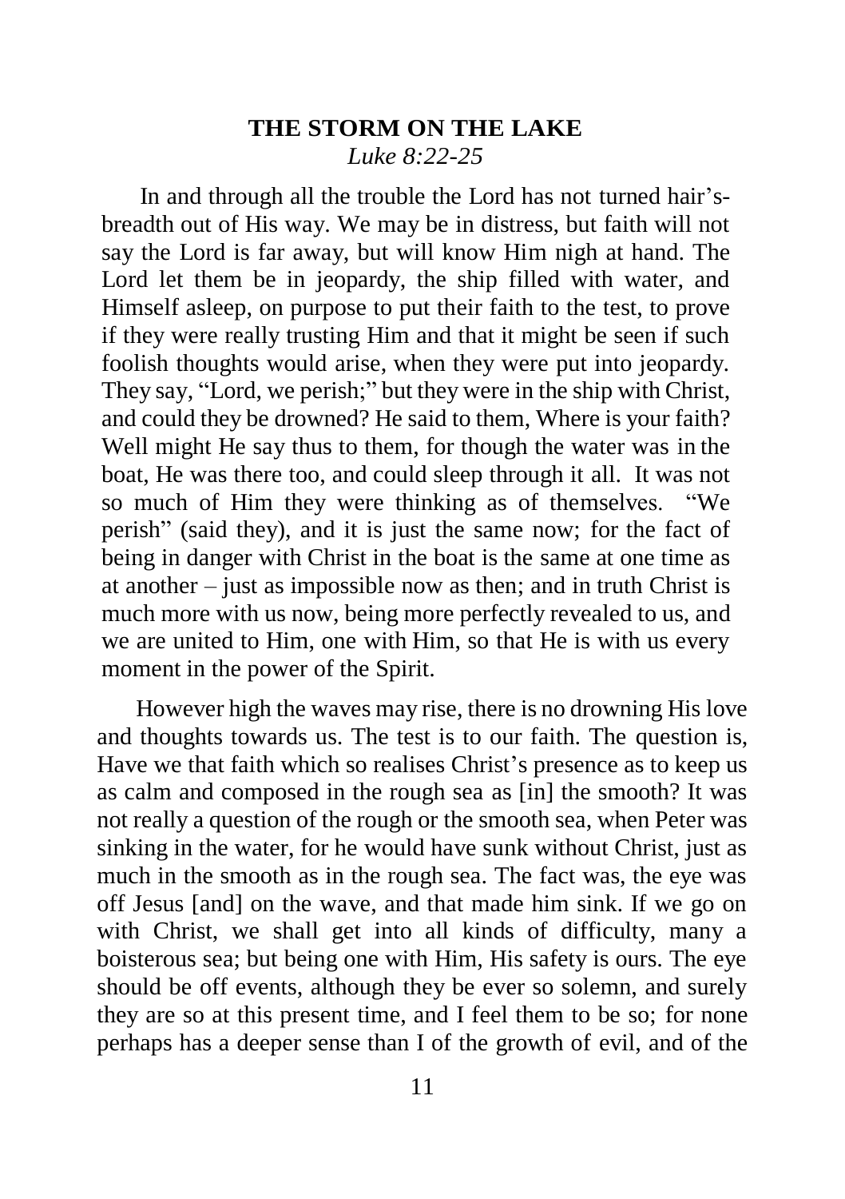## THE STORM ON THE LAKE

*Luke 8:22-25*

In and through all the trouble the Lord has not turned hair's-breadth out of His way. We may be in distress, but faith will not say the Lord is far away, but will know Him nigh at hand. The Lord let them be in jeopardy, the ship filled with water, and Himself asleep, on purpose to put their faith to the test, to prove if they were really trusting Him and that it might be seen if such foolish thoughts would arise, when they were put into jeopardy. They say, "Lord, we perish;" but they were in the ship with Christ, and could they be drowned? He said to them, Where is your faith? Well might He say thus to them, for though the water was in the boat, He was there too, and could sleep through it all. It was not so much of Him they were thinking as of themselves. "We perish" (said they), and it is just the same now; for the fact of being in danger with Christ in the boat is the same at one time as at another – just as impossible now as then; and in truth Christ is much more with us now, being more perfectly revealed to us, and we are united to Him, one with Him, so that He is with us every moment in the power of the Spirit.

However high the waves may rise, there is no drowning His love and thoughts towards us. The test is to our faith. The question is, Have we that faith which so realises Christ's presence as to keep us as calm and composed in the rough sea as [in] the smooth? It was not really a question of the rough or the smooth sea, when Peter was sinking in the water, for he would have sunk without Christ, just as much in the smooth as in the rough sea. The fact was, the eye was off Jesus [and] on the wave, and that made him sink. If we go on with Christ, we shall get into all kinds of difficulty, many a boisterous sea; but being one with Him, His safety is ours. The eye should be off events, although they be ever so solemn, and surely they are so at this present time, and I feel them to be so; for none perhaps has a deeper sense than I of the growth of evil, and of the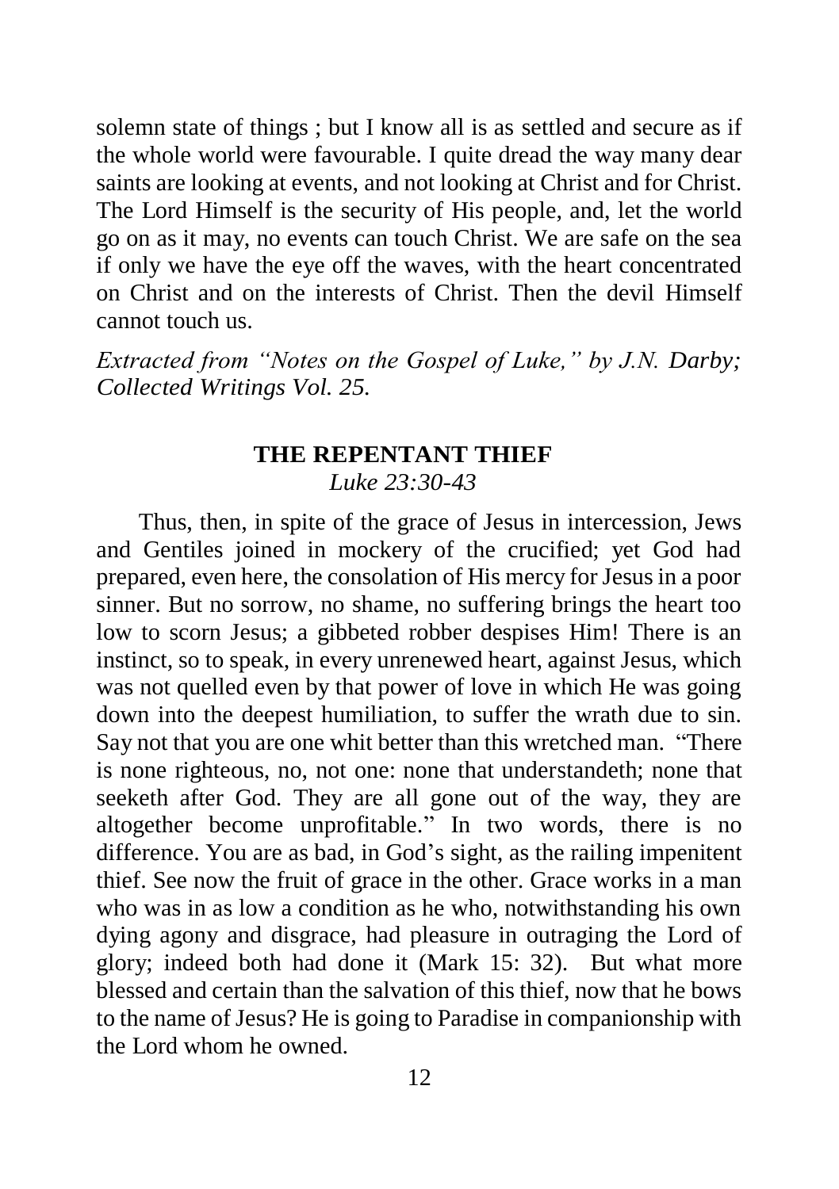solemn state of things ; but I know all is as settled and secure as if the whole world were favourable. I quite dread the way many dear saints are looking at events, and not looking at Christ and for Christ. The Lord Himself is the security of His people, and, let the world go on as it may, no events can touch Christ. We are safe on the sea if only we have the eye off the waves, with the heart concentrated on Christ and on the interests of Christ. Then the devil Himself cannot touch us.

*Extracted from "Notes on the Gospel of Luke," by J.N. Darby; Collected Writings Vol. 25.*

## THE REPENTANT THIEF

*Luke 23:30-43*

Thus, then, in spite of the grace of Jesus in intercession, Jews and Gentiles joined in mockery of the crucified; yet God had prepared, even here, the consolation of His mercy for Jesus in a poor sinner. But no sorrow, no shame, no suffering brings the heart too low to scorn Jesus; a gibbeted robber despises Him! There is an instinct, so to speak, in every unrenewed heart, against Jesus, which was not quelled even by that power of love in which He was going down into the deepest humiliation, to suffer the wrath due to sin. Say not that you are one whit better than this wretched man. "There is none righteous, no, not one: none that understandeth; none that seeketh after God. They are all gone out of the way, they are altogether become unprofitable." In two words, there is no difference. You are as bad, in God's sight, as the railing impenitent thief. See now the fruit of grace in the other. Grace works in a man who was in as low a condition as he who, notwithstanding his own dying agony and disgrace, had pleasure in outraging the Lord of glory; indeed both had done it (Mark 15: 32). But what more blessed and certain than the salvation of this thief, now that he bows to the name of Jesus? He is going to Paradise in companionship with the Lord whom he owned.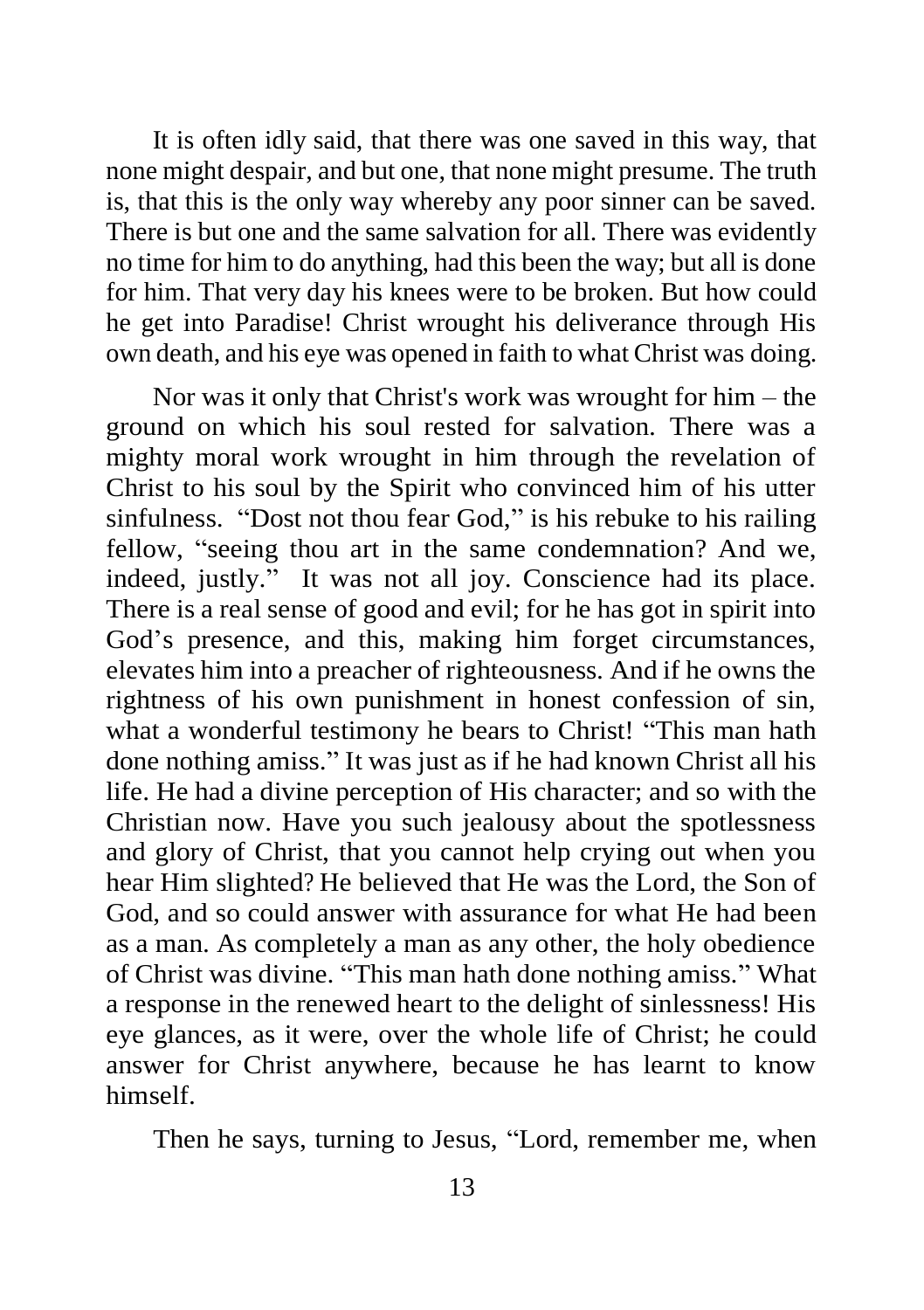It is often idly said, that there was one saved in this way, that none might despair, and but one, that none might presume. The truth is, that this is the only way whereby any poor sinner can be saved. There is but one and the same salvation for all. There was evidently no time for him to do anything, had this been the way; but all is done for him. That very day his knees were to be broken. But how could he get into Paradise! Christ wrought his deliverance through His own death, and his eye was opened in faith to what Christ was doing.

Nor was it only that Christ's work was wrought for him – the ground on which his soul rested for salvation. There was a mighty moral work wrought in him through the revelation of Christ to his soul by the Spirit who convinced him of his utter sinfulness. "Dost not thou fear God," is his rebuke to his railing fellow, "seeing thou art in the same condemnation? And we, indeed, justly." It was not all joy. Conscience had its place. There is a real sense of good and evil; for he has got in spirit into God's presence, and this, making him forget circumstances, elevates him into a preacher of righteousness. And if he owns the rightness of his own punishment in honest confession of sin, what a wonderful testimony he bears to Christ! "This man hath done nothing amiss." It was just as if he had known Christ all his life. He had a divine perception of His character; and so with the Christian now. Have you such jealousy about the spotlessness and glory of Christ, that you cannot help crying out when you hear Him slighted? He believed that He was the Lord, the Son of God, and so could answer with assurance for what He had been as a man. As completely a man as any other, the holy obedience of Christ was divine. "This man hath done nothing amiss." What a response in the renewed heart to the delight of sinlessness! His eye glances, as it were, over the whole life of Christ; he could answer for Christ anywhere, because he has learnt to know himself.

Then he says, turning to Jesus, "Lord, remember me, when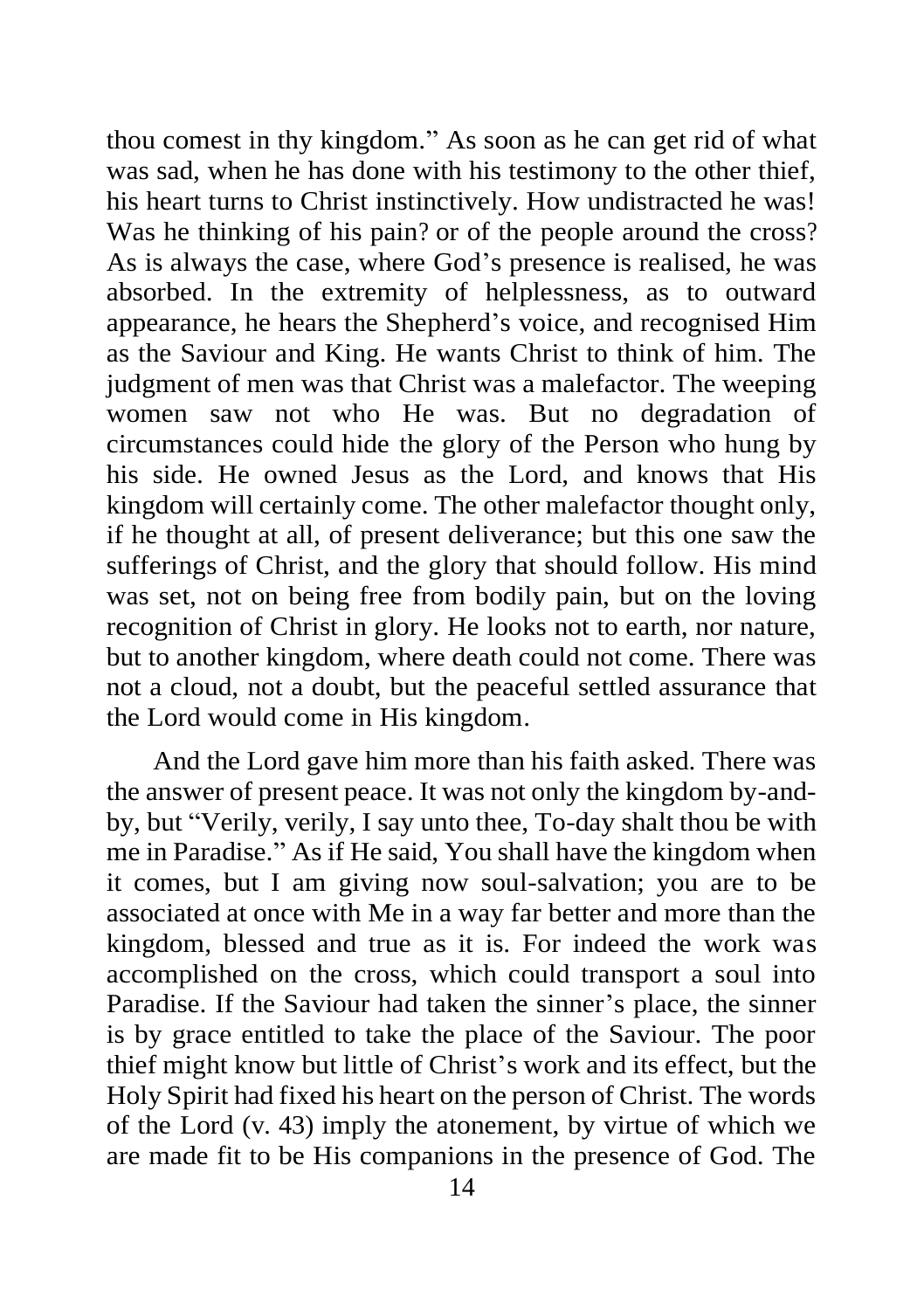thou comest in thy kingdom." As soon as he can get rid of what was sad, when he has done with his testimony to the other thief, his heart turns to Christ instinctively. How undistracted he was! Was he thinking of his pain? or of the people around the cross? As is always the case, where God's presence is realised, he was absorbed. In the extremity of helplessness, as to outward appearance, he hears the Shepherd's voice, and recognised Him as the Saviour and King. He wants Christ to think of him. The judgment of men was that Christ was a malefactor. The weeping women saw not who He was. But no degradation of circumstances could hide the glory of the Person who hung by his side. He owned Jesus as the Lord, and knows that His kingdom will certainly come. The other malefactor thought only, if he thought at all, of present deliverance; but this one saw the sufferings of Christ, and the glory that should follow. His mind was set, not on being free from bodily pain, but on the loving recognition of Christ in glory. He looks not to earth, nor nature, but to another kingdom, where death could not come. There was not a cloud, not a doubt, but the peaceful settled assurance that the Lord would come in His kingdom.

And the Lord gave him more than his faith asked. There was the answer of present peace. It was not only the kingdom by-and-by, but "Verily, verily, I say unto thee, To-day shalt thou be with me in Paradise." As if He said, You shall have the kingdom when it comes, but I am giving now soul-salvation; you are to be associated at once with Me in a way far better and more than the kingdom, blessed and true as it is. For indeed the work was accomplished on the cross, which could transport a soul into Paradise. If the Saviour had taken the sinner's place, the sinner is by grace entitled to take the place of the Saviour. The poor thief might know but little of Christ's work and its effect, but the Holy Spirit had fixed his heart on the person of Christ. The words of the Lord (v. 43) imply the atonement, by virtue of which we are made fit to be His companions in the presence of God. The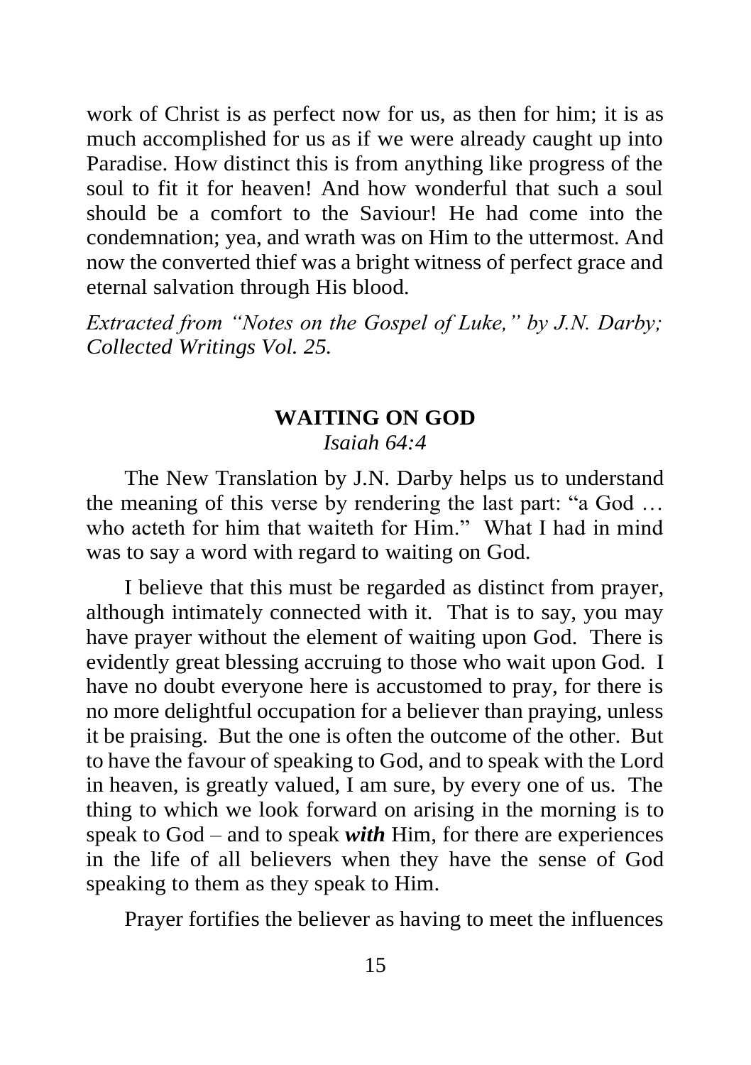work of Christ is as perfect now for us, as then for him; it is as much accomplished for us as if we were already caught up into Paradise. How distinct this is from anything like progress of the soul to fit it for heaven! And how wonderful that such a soul should be a comfort to the Saviour! He had come into the condemnation; yea, and wrath was on Him to the uttermost. And now the converted thief was a bright witness of perfect grace and eternal salvation through His blood.

*Extracted from "Notes on the Gospel of Luke," by J.N. Darby; Collected Writings Vol. 25.*

## WAITING ON GOD

*Isaiah 64:4*

The New Translation by J.N. Darby helps us to understand the meaning of this verse by rendering the last part: "a God … who acteth for him that waiteth for Him." What I had in mind was to say a word with regard to waiting on God.

I believe that this must be regarded as distinct from prayer, although intimately connected with it. That is to say, you may have prayer without the element of waiting upon God. There is evidently great blessing accruing to those who wait upon God. I have no doubt everyone here is accustomed to pray, for there is no more delightful occupation for a believer than praying, unless it be praising. But the one is often the outcome of the other. But to have the favour of speaking to God, and to speak with the Lord in heaven, is greatly valued, I am sure, by every one of us. The thing to which we look forward on arising in the morning is to speak to God – and to speak ***with*** Him, for there are experiences in the life of all believers when they have the sense of God speaking to them as they speak to Him.

Prayer fortifies the believer as having to meet the influences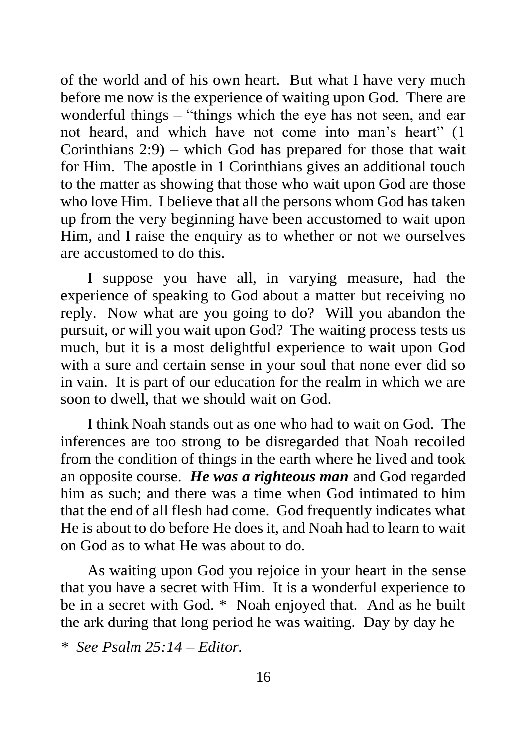of the world and of his own heart. But what I have very much before me now is the experience of waiting upon God. There are wonderful things – "things which the eye has not seen, and ear not heard, and which have not come into man's heart" (1 Corinthians 2:9) – which God has prepared for those that wait for Him. The apostle in 1 Corinthians gives an additional touch to the matter as showing that those who wait upon God are those who love Him. I believe that all the persons whom God has taken up from the very beginning have been accustomed to wait upon Him, and I raise the enquiry as to whether or not we ourselves are accustomed to do this.

I suppose you have all, in varying measure, had the experience of speaking to God about a matter but receiving no reply. Now what are you going to do? Will you abandon the pursuit, or will you wait upon God? The waiting process tests us much, but it is a most delightful experience to wait upon God with a sure and certain sense in your soul that none ever did so in vain. It is part of our education for the realm in which we are soon to dwell, that we should wait on God.

I think Noah stands out as one who had to wait on God. The inferences are too strong to be disregarded that Noah recoiled from the condition of things in the earth where he lived and took an opposite course. ***He was a righteous man*** and God regarded him as such; and there was a time when God intimated to him that the end of all flesh had come. God frequently indicates what He is about to do before He does it, and Noah had to learn to wait on God as to what He was about to do.

As waiting upon God you rejoice in your heart in the sense that you have a secret with Him. It is a wonderful experience to be in a secret with God. * Noah enjoyed that. And as he built the ark during that long period he was waiting. Day by day he

*\* See Psalm 25:14 – Editor.*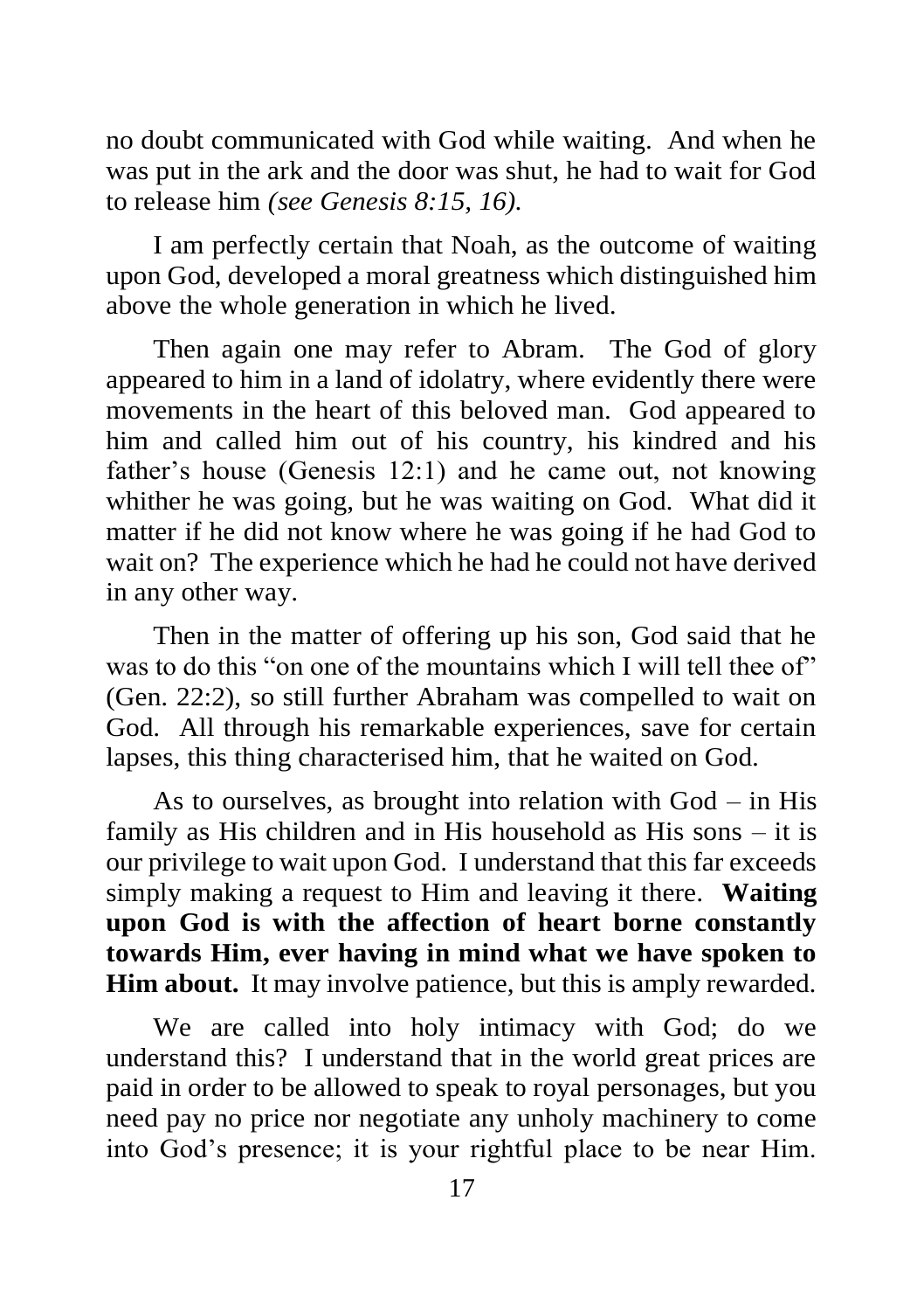no doubt communicated with God while waiting. And when he was put in the ark and the door was shut, he had to wait for God to release him *(see Genesis 8:15, 16).*

I am perfectly certain that Noah, as the outcome of waiting upon God, developed a moral greatness which distinguished him above the whole generation in which he lived.

Then again one may refer to Abram. The God of glory appeared to him in a land of idolatry, where evidently there were movements in the heart of this beloved man. God appeared to him and called him out of his country, his kindred and his father's house (Genesis 12:1) and he came out, not knowing whither he was going, but he was waiting on God. What did it matter if he did not know where he was going if he had God to wait on? The experience which he had he could not have derived in any other way.

Then in the matter of offering up his son, God said that he was to do this "on one of the mountains which I will tell thee of" (Gen. 22:2), so still further Abraham was compelled to wait on God. All through his remarkable experiences, save for certain lapses, this thing characterised him, that he waited on God.

As to ourselves, as brought into relation with God – in His family as His children and in His household as His sons – it is our privilege to wait upon God. I understand that this far exceeds simply making a request to Him and leaving it there. **Waiting upon God is with the affection of heart borne constantly towards Him, ever having in mind what we have spoken to Him about.** It may involve patience, but this is amply rewarded.

We are called into holy intimacy with God; do we understand this? I understand that in the world great prices are paid in order to be allowed to speak to royal personages, but you need pay no price nor negotiate any unholy machinery to come into God's presence; it is your rightful place to be near Him.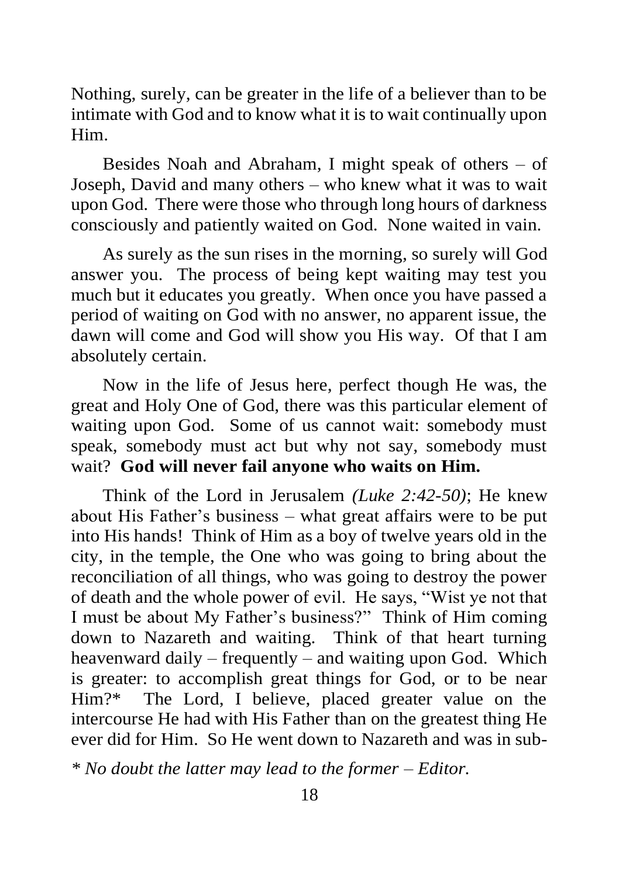Nothing, surely, can be greater in the life of a believer than to be intimate with God and to know what it is to wait continually upon Him.

Besides Noah and Abraham, I might speak of others – of Joseph, David and many others – who knew what it was to wait upon God. There were those who through long hours of darkness consciously and patiently waited on God. None waited in vain.

As surely as the sun rises in the morning, so surely will God answer you. The process of being kept waiting may test you much but it educates you greatly. When once you have passed a period of waiting on God with no answer, no apparent issue, the dawn will come and God will show you His way. Of that I am absolutely certain.

Now in the life of Jesus here, perfect though He was, the great and Holy One of God, there was this particular element of waiting upon God. Some of us cannot wait: somebody must speak, somebody must act but why not say, somebody must wait? **God will never fail anyone who waits on Him.**

Think of the Lord in Jerusalem *(Luke 2:42-50)*; He knew about His Father's business – what great affairs were to be put into His hands! Think of Him as a boy of twelve years old in the city, in the temple, the One who was going to bring about the reconciliation of all things, who was going to destroy the power of death and the whole power of evil. He says, "Wist ye not that I must be about My Father's business?" Think of Him coming down to Nazareth and waiting. Think of that heart turning heavenward daily – frequently – and waiting upon God. Which is greater: to accomplish great things for God, or to be near Him?* The Lord, I believe, placed greater value on the intercourse He had with His Father than on the greatest thing He ever did for Him. So He went down to Nazareth and was in sub-

*\* No doubt the latter may lead to the former – Editor.*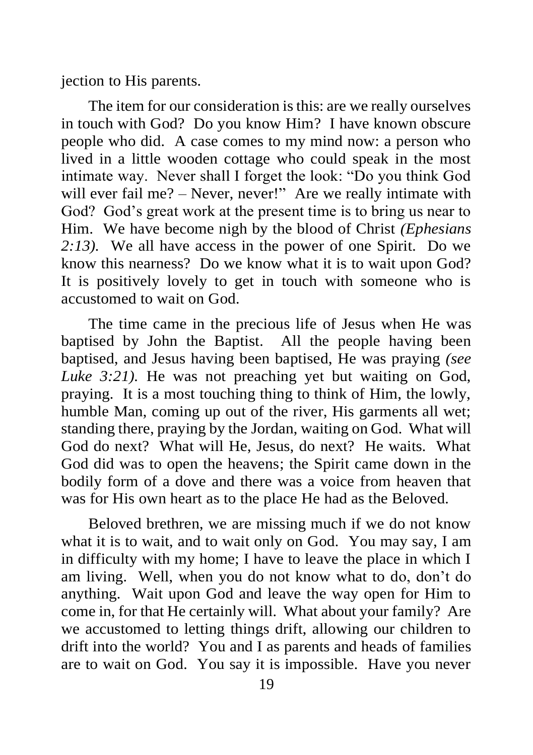jection to His parents.

The item for our consideration is this: are we really ourselves in touch with God? Do you know Him? I have known obscure people who did. A case comes to my mind now: a person who lived in a little wooden cottage who could speak in the most intimate way. Never shall I forget the look: "Do you think God will ever fail me? – Never, never!" Are we really intimate with God? God's great work at the present time is to bring us near to Him. We have become nigh by the blood of Christ *(Ephesians 2:13).* We all have access in the power of one Spirit. Do we know this nearness? Do we know what it is to wait upon God? It is positively lovely to get in touch with someone who is accustomed to wait on God.

The time came in the precious life of Jesus when He was baptised by John the Baptist. All the people having been baptised, and Jesus having been baptised, He was praying *(see Luke 3:21).* He was not preaching yet but waiting on God, praying. It is a most touching thing to think of Him, the lowly, humble Man, coming up out of the river, His garments all wet; standing there, praying by the Jordan, waiting on God. What will God do next? What will He, Jesus, do next? He waits. What God did was to open the heavens; the Spirit came down in the bodily form of a dove and there was a voice from heaven that was for His own heart as to the place He had as the Beloved.

Beloved brethren, we are missing much if we do not know what it is to wait, and to wait only on God. You may say, I am in difficulty with my home; I have to leave the place in which I am living. Well, when you do not know what to do, don't do anything. Wait upon God and leave the way open for Him to come in, for that He certainly will. What about your family? Are we accustomed to letting things drift, allowing our children to drift into the world? You and I as parents and heads of families are to wait on God. You say it is impossible. Have you never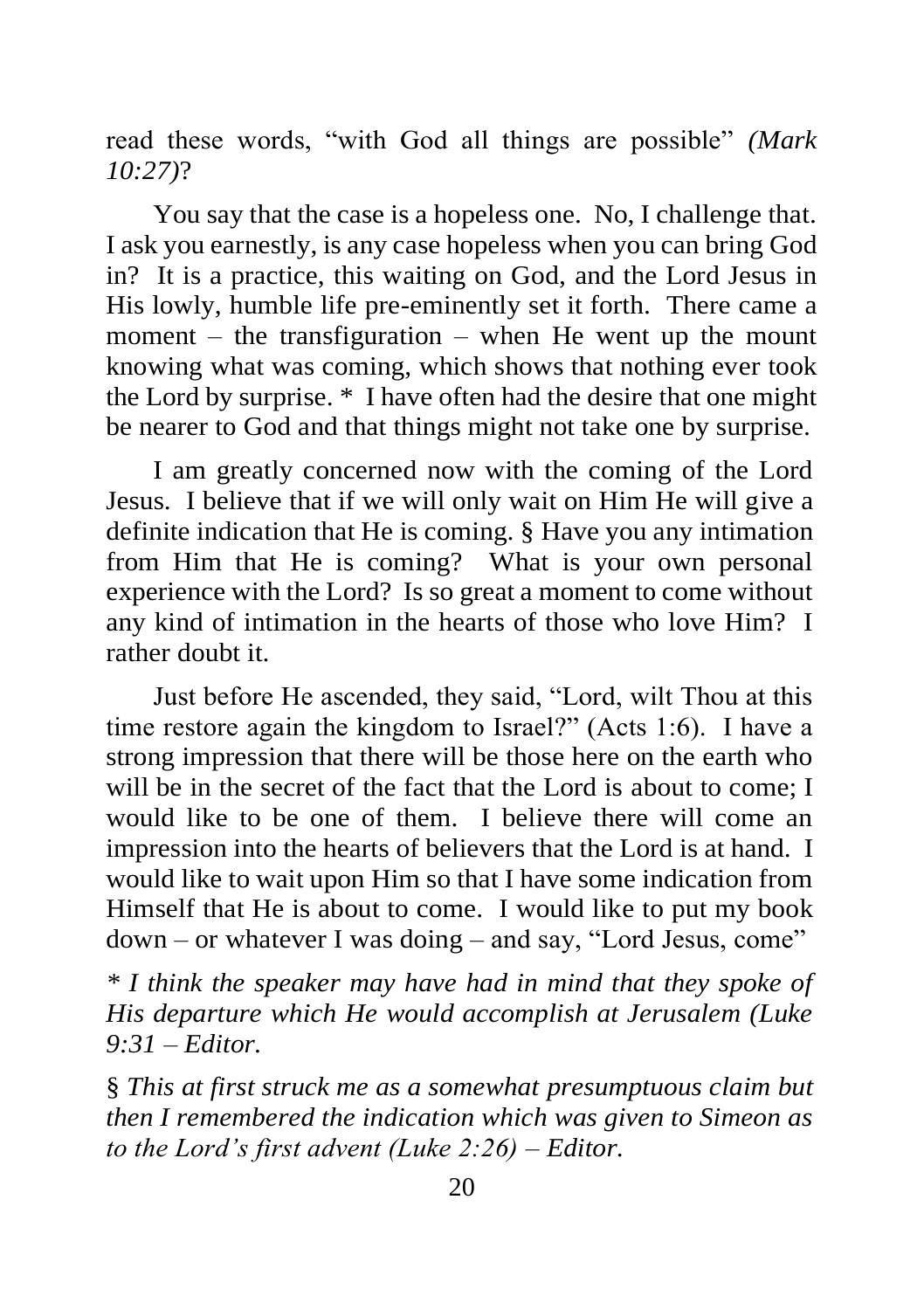read these words, "with God all things are possible" *(Mark 10:27)*?

You say that the case is a hopeless one. No, I challenge that. I ask you earnestly, is any case hopeless when you can bring God in? It is a practice, this waiting on God, and the Lord Jesus in His lowly, humble life pre-eminently set it forth. There came a moment – the transfiguration – when He went up the mount knowing what was coming, which shows that nothing ever took the Lord by surprise. * I have often had the desire that one might be nearer to God and that things might not take one by surprise.

I am greatly concerned now with the coming of the Lord Jesus. I believe that if we will only wait on Him He will give a definite indication that He is coming. § Have you any intimation from Him that He is coming? What is your own personal experience with the Lord? Is so great a moment to come without any kind of intimation in the hearts of those who love Him? I rather doubt it.

Just before He ascended, they said, "Lord, wilt Thou at this time restore again the kingdom to Israel?" (Acts 1:6). I have a strong impression that there will be those here on the earth who will be in the secret of the fact that the Lord is about to come; I would like to be one of them. I believe there will come an impression into the hearts of believers that the Lord is at hand. I would like to wait upon Him so that I have some indication from Himself that He is about to come. I would like to put my book down – or whatever I was doing – and say, "Lord Jesus, come"

*\* I think the speaker may have had in mind that they spoke of His departure which He would accomplish at Jerusalem (Luke 9:31 – Editor.*

§ *This at first struck me as a somewhat presumptuous claim but then I remembered the indication which was given to Simeon as to the Lord's first advent (Luke 2:26) – Editor.*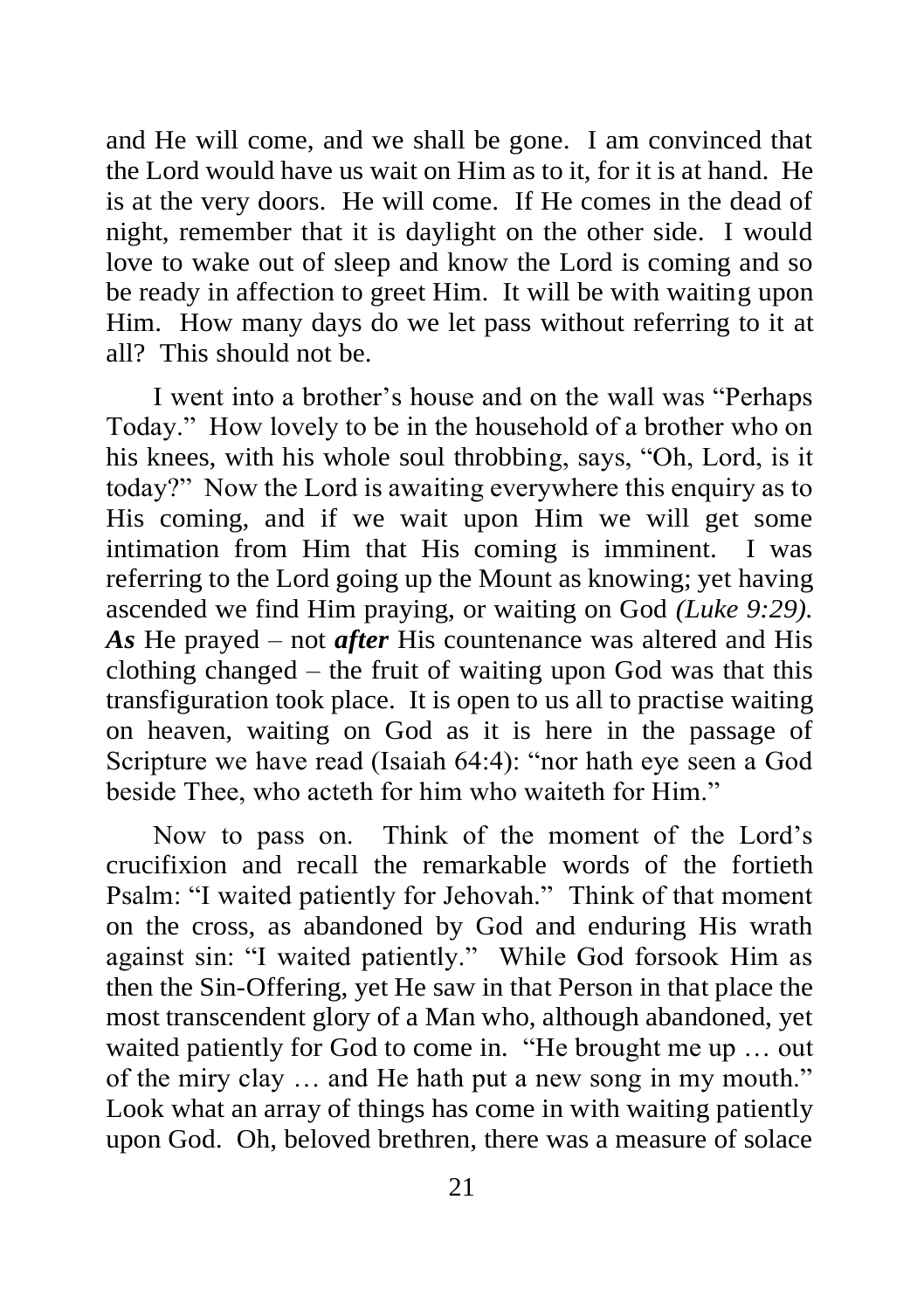and He will come, and we shall be gone. I am convinced that the Lord would have us wait on Him as to it, for it is at hand. He is at the very doors. He will come. If He comes in the dead of night, remember that it is daylight on the other side. I would love to wake out of sleep and know the Lord is coming and so be ready in affection to greet Him. It will be with waiting upon Him. How many days do we let pass without referring to it at all? This should not be.

I went into a brother's house and on the wall was "Perhaps Today." How lovely to be in the household of a brother who on his knees, with his whole soul throbbing, says, "Oh, Lord, is it today?" Now the Lord is awaiting everywhere this enquiry as to His coming, and if we wait upon Him we will get some intimation from Him that His coming is imminent. I was referring to the Lord going up the Mount as knowing; yet having ascended we find Him praying, or waiting on God *(Luke 9:29)*. ***As*** He prayed – not ***after*** His countenance was altered and His clothing changed – the fruit of waiting upon God was that this transfiguration took place. It is open to us all to practise waiting on heaven, waiting on God as it is here in the passage of Scripture we have read (Isaiah 64:4): "nor hath eye seen a God beside Thee, who acteth for him who waiteth for Him."

Now to pass on. Think of the moment of the Lord's crucifixion and recall the remarkable words of the fortieth Psalm: "I waited patiently for Jehovah." Think of that moment on the cross, as abandoned by God and enduring His wrath against sin: "I waited patiently." While God forsook Him as then the Sin-Offering, yet He saw in that Person in that place the most transcendent glory of a Man who, although abandoned, yet waited patiently for God to come in. "He brought me up … out of the miry clay … and He hath put a new song in my mouth." Look what an array of things has come in with waiting patiently upon God. Oh, beloved brethren, there was a measure of solace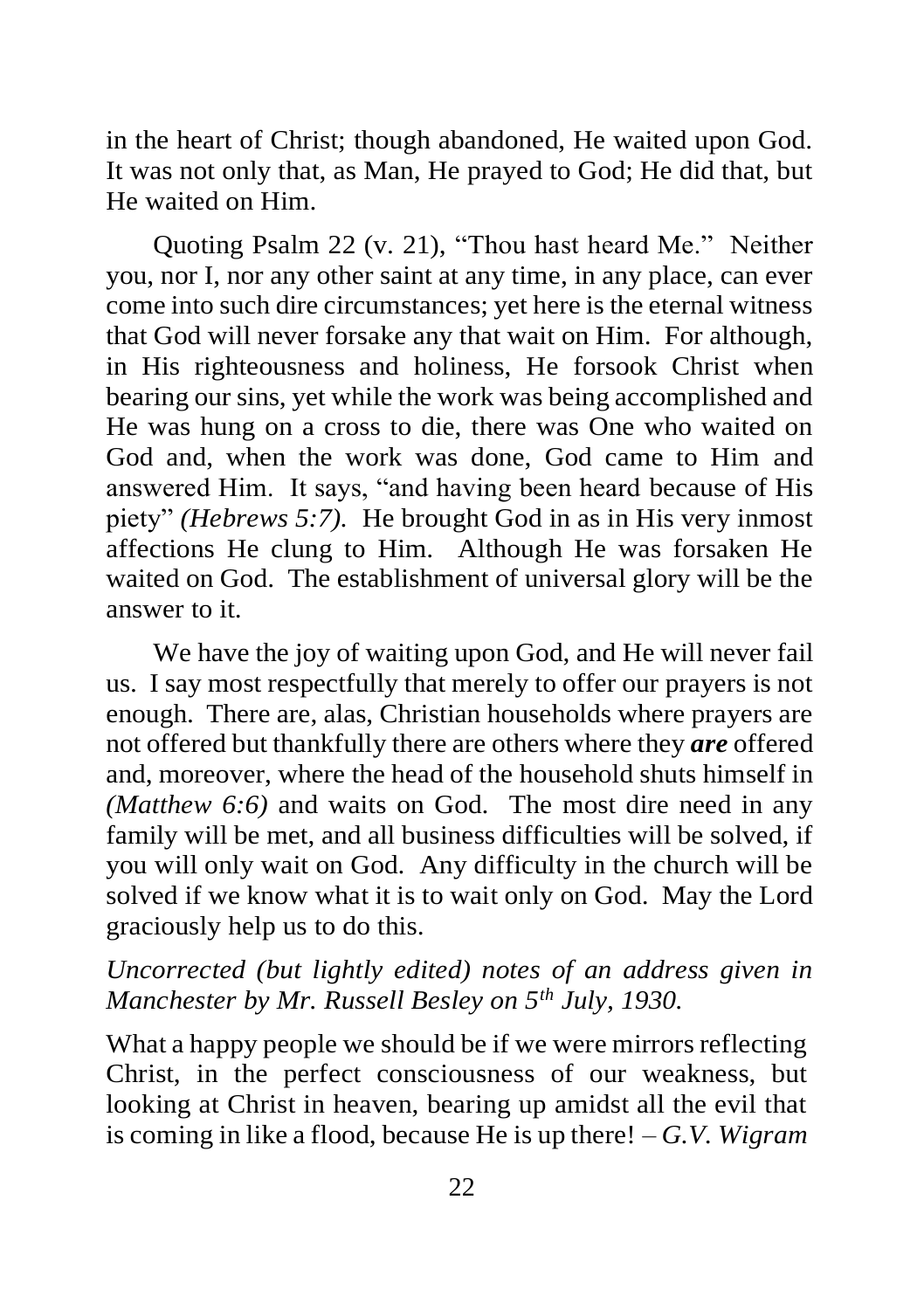in the heart of Christ; though abandoned, He waited upon God. It was not only that, as Man, He prayed to God; He did that, but He waited on Him.

Quoting Psalm 22 (v. 21), "Thou hast heard Me." Neither you, nor I, nor any other saint at any time, in any place, can ever come into such dire circumstances; yet here is the eternal witness that God will never forsake any that wait on Him. For although, in His righteousness and holiness, He forsook Christ when bearing our sins, yet while the work was being accomplished and He was hung on a cross to die, there was One who waited on God and, when the work was done, God came to Him and answered Him. It says, "and having been heard because of His piety" *(Hebrews 5:7).* He brought God in as in His very inmost affections He clung to Him. Although He was forsaken He waited on God. The establishment of universal glory will be the answer to it.

We have the joy of waiting upon God, and He will never fail us. I say most respectfully that merely to offer our prayers is not enough. There are, alas, Christian households where prayers are not offered but thankfully there are others where they ***are*** offered and, moreover, where the head of the household shuts himself in *(Matthew 6:6)* and waits on God. The most dire need in any family will be met, and all business difficulties will be solved, if you will only wait on God. Any difficulty in the church will be solved if we know what it is to wait only on God. May the Lord graciously help us to do this.

*Uncorrected (but lightly edited) notes of an address given in Manchester by Mr. Russell Besley on 5th July, 1930.*

What a happy people we should be if we were mirrors reflecting Christ, in the perfect consciousness of our weakness, but looking at Christ in heaven, bearing up amidst all the evil that is coming in like a flood, because He is up there! – *G.V. Wigram*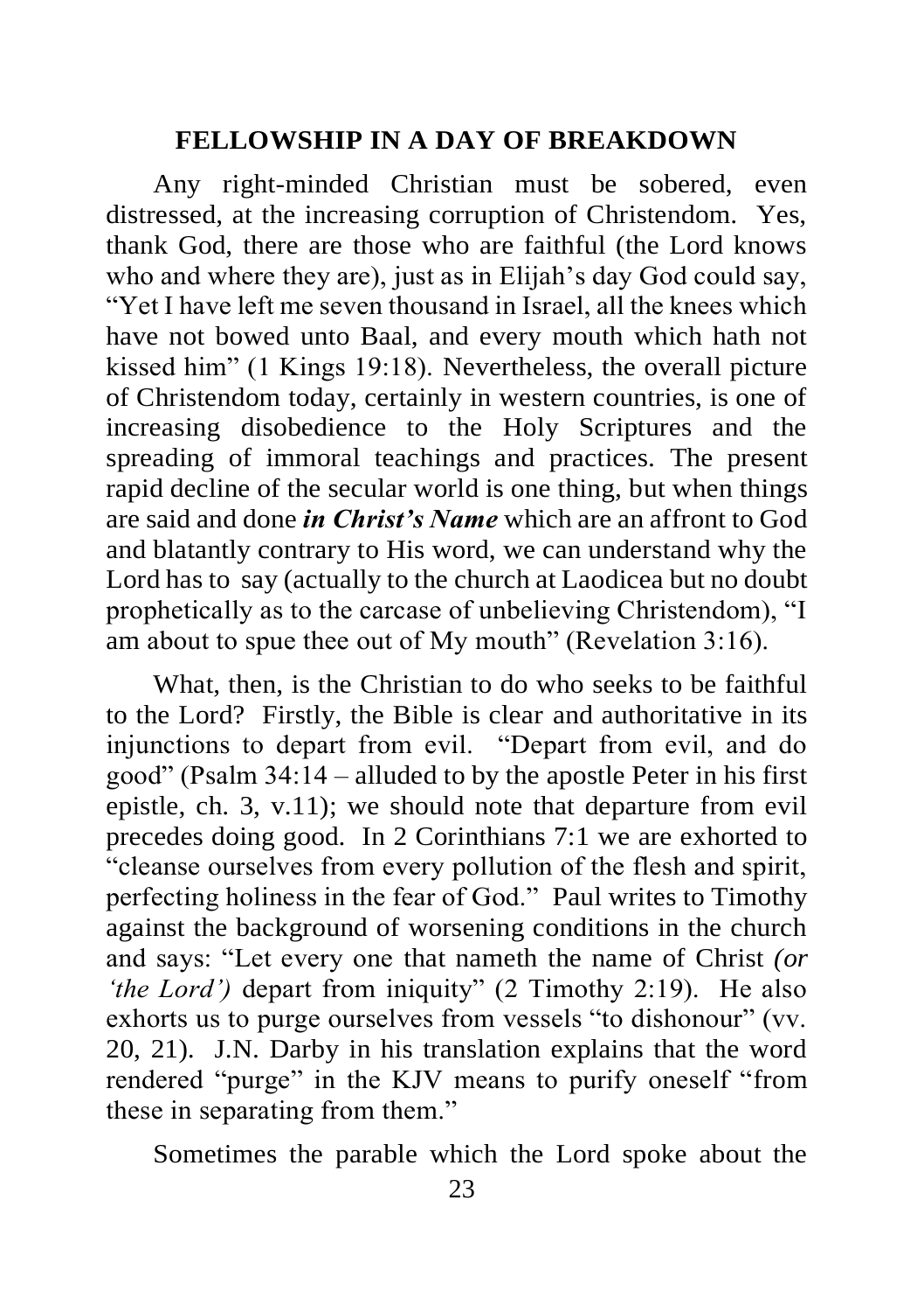## FELLOWSHIP IN A DAY OF BREAKDOWN

Any right-minded Christian must be sobered, even distressed, at the increasing corruption of Christendom. Yes, thank God, there are those who are faithful (the Lord knows who and where they are), just as in Elijah's day God could say, "Yet I have left me seven thousand in Israel, all the knees which have not bowed unto Baal, and every mouth which hath not kissed him" (1 Kings 19:18). Nevertheless, the overall picture of Christendom today, certainly in western countries, is one of increasing disobedience to the Holy Scriptures and the spreading of immoral teachings and practices. The present rapid decline of the secular world is one thing, but when things are said and done ***in Christ's Name*** which are an affront to God and blatantly contrary to His word, we can understand why the Lord has to say (actually to the church at Laodicea but no doubt prophetically as to the carcase of unbelieving Christendom), "I am about to spue thee out of My mouth" (Revelation 3:16).

What, then, is the Christian to do who seeks to be faithful to the Lord? Firstly, the Bible is clear and authoritative in its injunctions to depart from evil. "Depart from evil, and do good" (Psalm 34:14 – alluded to by the apostle Peter in his first epistle, ch. 3, v.11); we should note that departure from evil precedes doing good. In 2 Corinthians 7:1 we are exhorted to "cleanse ourselves from every pollution of the flesh and spirit, perfecting holiness in the fear of God." Paul writes to Timothy against the background of worsening conditions in the church and says: "Let every one that nameth the name of Christ *(or 'the Lord')* depart from iniquity" (2 Timothy 2:19). He also exhorts us to purge ourselves from vessels "to dishonour" (vv. 20, 21). J.N. Darby in his translation explains that the word rendered "purge" in the KJV means to purify oneself "from these in separating from them."

Sometimes the parable which the Lord spoke about the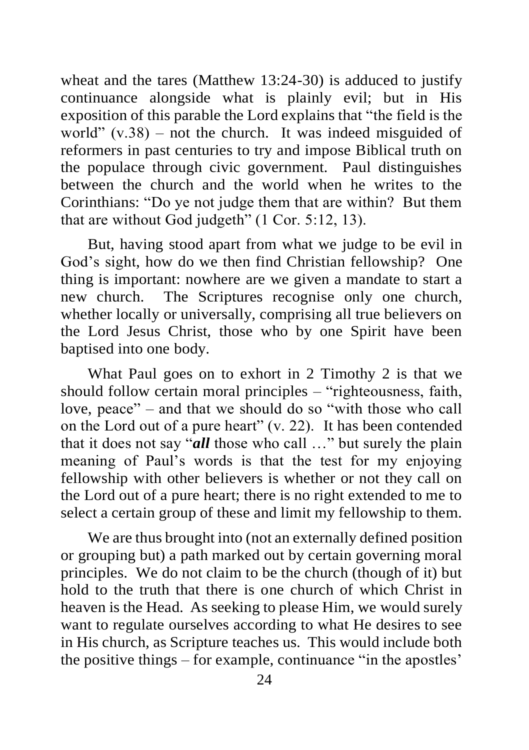wheat and the tares (Matthew 13:24-30) is adduced to justify continuance alongside what is plainly evil; but in His exposition of this parable the Lord explains that "the field is the world" (v.38) – not the church. It was indeed misguided of reformers in past centuries to try and impose Biblical truth on the populace through civic government. Paul distinguishes between the church and the world when he writes to the Corinthians: "Do ye not judge them that are within? But them that are without God judgeth" (1 Cor. 5:12, 13).

But, having stood apart from what we judge to be evil in God's sight, how do we then find Christian fellowship? One thing is important: nowhere are we given a mandate to start a new church. The Scriptures recognise only one church, whether locally or universally, comprising all true believers on the Lord Jesus Christ, those who by one Spirit have been baptised into one body.

What Paul goes on to exhort in 2 Timothy 2 is that we should follow certain moral principles – "righteousness, faith, love, peace" – and that we should do so "with those who call on the Lord out of a pure heart" (v. 22). It has been contended that it does not say "***all*** those who call …" but surely the plain meaning of Paul's words is that the test for my enjoying fellowship with other believers is whether or not they call on the Lord out of a pure heart; there is no right extended to me to select a certain group of these and limit my fellowship to them.

We are thus brought into (not an externally defined position or grouping but) a path marked out by certain governing moral principles. We do not claim to be the church (though of it) but hold to the truth that there is one church of which Christ in heaven is the Head. As seeking to please Him, we would surely want to regulate ourselves according to what He desires to see in His church, as Scripture teaches us. This would include both the positive things – for example, continuance "in the apostles'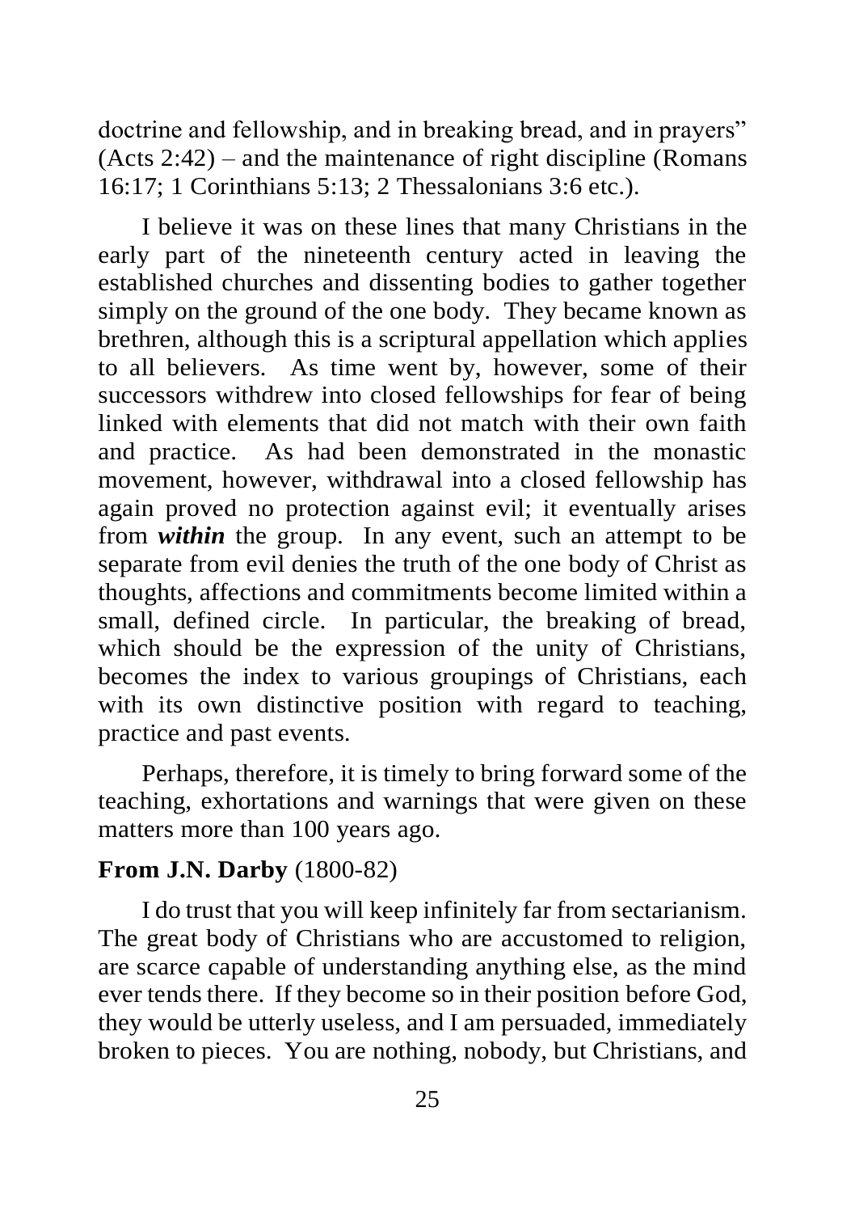doctrine and fellowship, and in breaking bread, and in prayers" (Acts 2:42) – and the maintenance of right discipline (Romans 16:17; 1 Corinthians 5:13; 2 Thessalonians 3:6 etc.).

I believe it was on these lines that many Christians in the early part of the nineteenth century acted in leaving the established churches and dissenting bodies to gather together simply on the ground of the one body. They became known as brethren, although this is a scriptural appellation which applies to all believers. As time went by, however, some of their successors withdrew into closed fellowships for fear of being linked with elements that did not match with their own faith and practice. As had been demonstrated in the monastic movement, however, withdrawal into a closed fellowship has again proved no protection against evil; it eventually arises from ***within*** the group. In any event, such an attempt to be separate from evil denies the truth of the one body of Christ as thoughts, affections and commitments become limited within a small, defined circle. In particular, the breaking of bread, which should be the expression of the unity of Christians, becomes the index to various groupings of Christians, each with its own distinctive position with regard to teaching, practice and past events.

Perhaps, therefore, it is timely to bring forward some of the teaching, exhortations and warnings that were given on these matters more than 100 years ago.

**From J.N. Darby** (1800-82)

I do trust that you will keep infinitely far from sectarianism. The great body of Christians who are accustomed to religion, are scarce capable of understanding anything else, as the mind ever tends there. If they become so in their position before God, they would be utterly useless, and I am persuaded, immediately broken to pieces. You are nothing, nobody, but Christians, and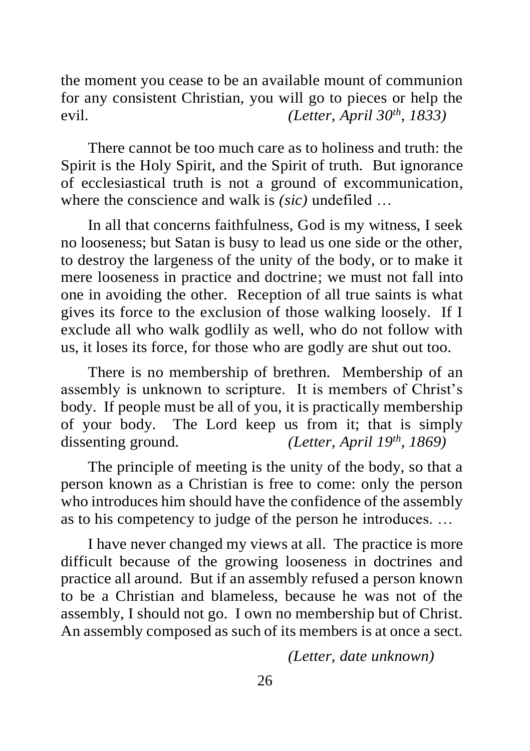the moment you cease to be an available mount of communion for any consistent Christian, you will go to pieces or help the evil. *(Letter, April 30th, 1833)*

There cannot be too much care as to holiness and truth: the Spirit is the Holy Spirit, and the Spirit of truth. But ignorance of ecclesiastical truth is not a ground of excommunication, where the conscience and walk is *(sic)* undefiled …

In all that concerns faithfulness, God is my witness, I seek no looseness; but Satan is busy to lead us one side or the other, to destroy the largeness of the unity of the body, or to make it mere looseness in practice and doctrine; we must not fall into one in avoiding the other. Reception of all true saints is what gives its force to the exclusion of those walking loosely. If I exclude all who walk godlily as well, who do not follow with us, it loses its force, for those who are godly are shut out too.

There is no membership of brethren. Membership of an assembly is unknown to scripture. It is members of Christ's body. If people must be all of you, it is practically membership of your body. The Lord keep us from it; that is simply dissenting ground. *(Letter, April 19th, 1869)*

The principle of meeting is the unity of the body, so that a person known as a Christian is free to come: only the person who introduces him should have the confidence of the assembly as to his competency to judge of the person he introduces. …

I have never changed my views at all. The practice is more difficult because of the growing looseness in doctrines and practice all around. But if an assembly refused a person known to be a Christian and blameless, because he was not of the assembly, I should not go. I own no membership but of Christ. An assembly composed as such of its members is at once a sect.

*(Letter, date unknown)*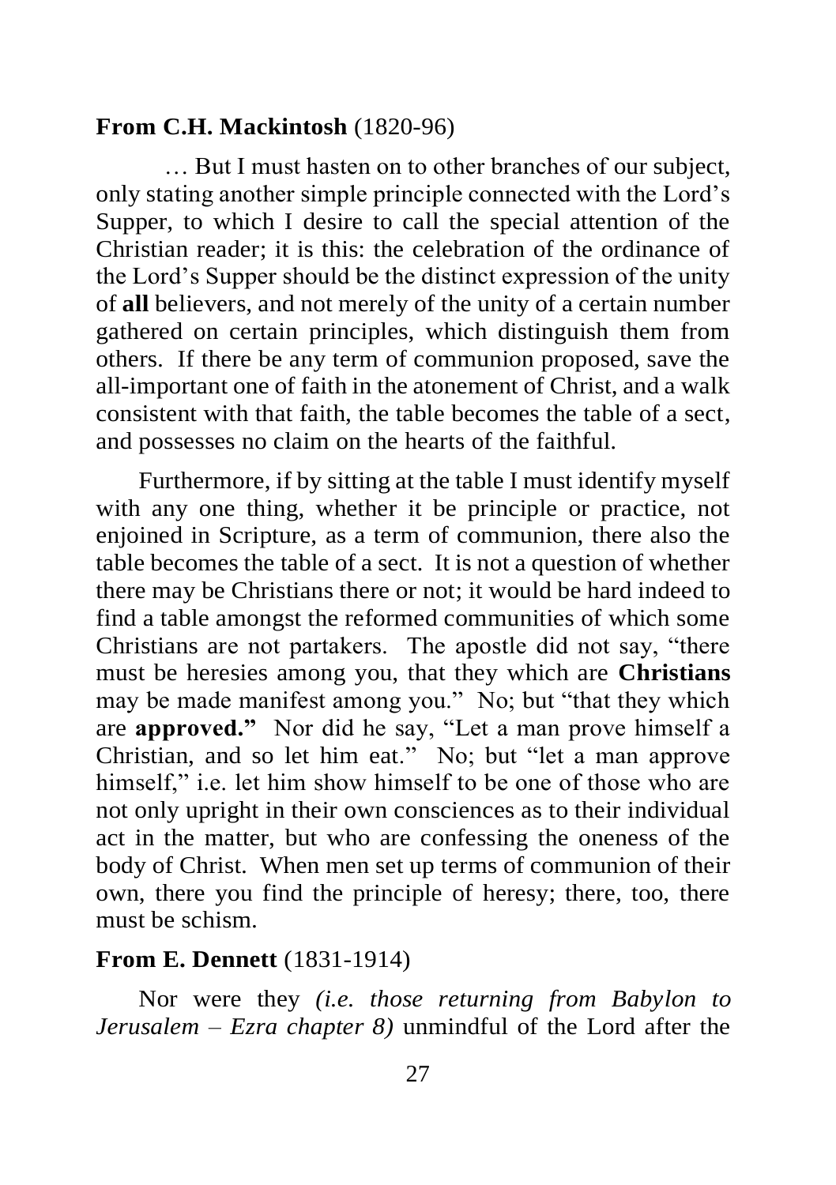**From C.H. Mackintosh** (1820-96)

… But I must hasten on to other branches of our subject, only stating another simple principle connected with the Lord's Supper, to which I desire to call the special attention of the Christian reader; it is this: the celebration of the ordinance of the Lord's Supper should be the distinct expression of the unity of **all** believers, and not merely of the unity of a certain number gathered on certain principles, which distinguish them from others. If there be any term of communion proposed, save the all-important one of faith in the atonement of Christ, and a walk consistent with that faith, the table becomes the table of a sect, and possesses no claim on the hearts of the faithful.

Furthermore, if by sitting at the table I must identify myself with any one thing, whether it be principle or practice, not enjoined in Scripture, as a term of communion, there also the table becomes the table of a sect. It is not a question of whether there may be Christians there or not; it would be hard indeed to find a table amongst the reformed communities of which some Christians are not partakers. The apostle did not say, "there must be heresies among you, that they which are **Christians** may be made manifest among you." No; but "that they which are **approved."** Nor did he say, "Let a man prove himself a Christian, and so let him eat." No; but "let a man approve himself," i.e. let him show himself to be one of those who are not only upright in their own consciences as to their individual act in the matter, but who are confessing the oneness of the body of Christ. When men set up terms of communion of their own, there you find the principle of heresy; there, too, there must be schism.

**From E. Dennett** (1831-1914)

Nor were they *(i.e. those returning from Babylon to Jerusalem – Ezra chapter 8)* unmindful of the Lord after the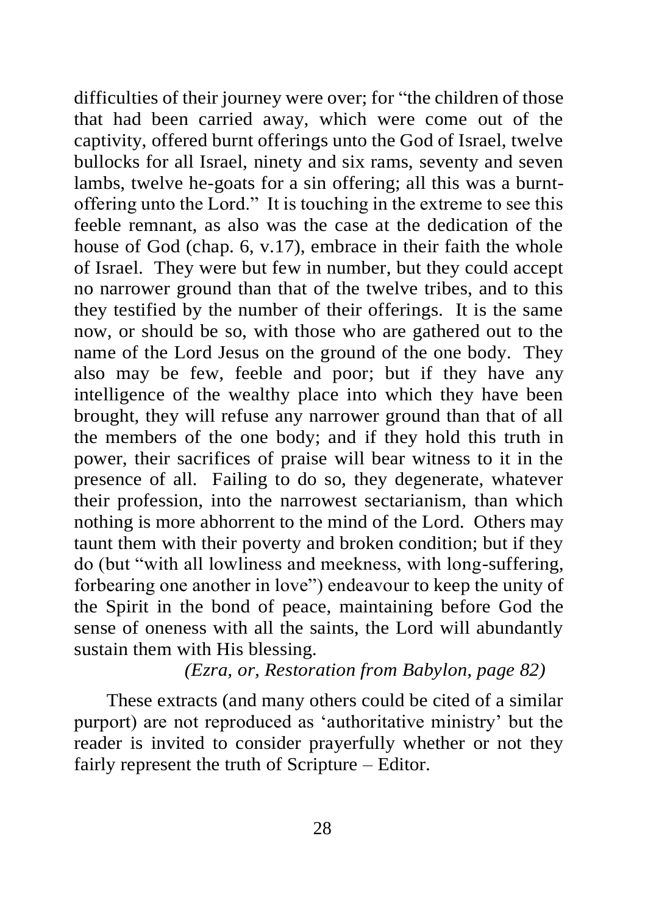difficulties of their journey were over; for "the children of those that had been carried away, which were come out of the captivity, offered burnt offerings unto the God of Israel, twelve bullocks for all Israel, ninety and six rams, seventy and seven lambs, twelve he-goats for a sin offering; all this was a burnt-offering unto the Lord." It is touching in the extreme to see this feeble remnant, as also was the case at the dedication of the house of God (chap. 6, v.17), embrace in their faith the whole of Israel. They were but few in number, but they could accept no narrower ground than that of the twelve tribes, and to this they testified by the number of their offerings. It is the same now, or should be so, with those who are gathered out to the name of the Lord Jesus on the ground of the one body. They also may be few, feeble and poor; but if they have any intelligence of the wealthy place into which they have been brought, they will refuse any narrower ground than that of all the members of the one body; and if they hold this truth in power, their sacrifices of praise will bear witness to it in the presence of all. Failing to do so, they degenerate, whatever their profession, into the narrowest sectarianism, than which nothing is more abhorrent to the mind of the Lord. Others may taunt them with their poverty and broken condition; but if they do (but "with all lowliness and meekness, with long-suffering, forbearing one another in love") endeavour to keep the unity of the Spirit in the bond of peace, maintaining before God the sense of oneness with all the saints, the Lord will abundantly sustain them with His blessing.

*(Ezra, or, Restoration from Babylon, page 82)*

These extracts (and many others could be cited of a similar purport) are not reproduced as 'authoritative ministry' but the reader is invited to consider prayerfully whether or not they fairly represent the truth of Scripture – Editor.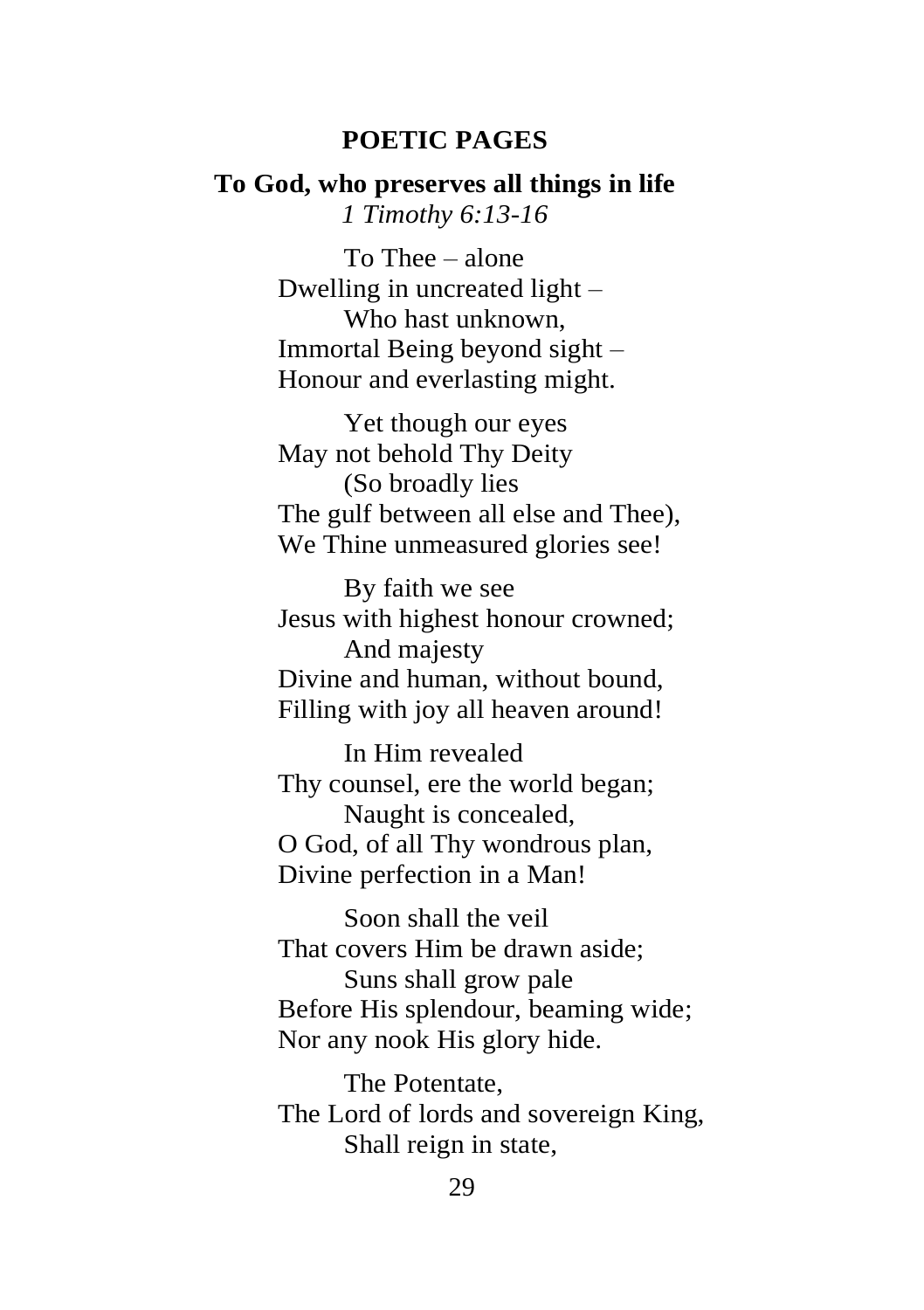## POETIC PAGES

### To God, who preserves all things in life

*1 Timothy 6:13-16*

To Thee – alone  
Dwelling in uncreated light –  
Who hast unknown,  
Immortal Being beyond sight –  
Honour and everlasting might.

Yet though our eyes  
May not behold Thy Deity  
(So broadly lies  
The gulf between all else and Thee),  
We Thine unmeasured glories see!

By faith we see  
Jesus with highest honour crowned;  
And majesty  
Divine and human, without bound,  
Filling with joy all heaven around!

In Him revealed  
Thy counsel, ere the world began;  
Naught is concealed,  
O God, of all Thy wondrous plan,  
Divine perfection in a Man!

Soon shall the veil  
That covers Him be drawn aside;  
Suns shall grow pale  
Before His splendour, beaming wide;  
Nor any nook His glory hide.

The Potentate,  
The Lord of lords and sovereign King,  
Shall reign in state,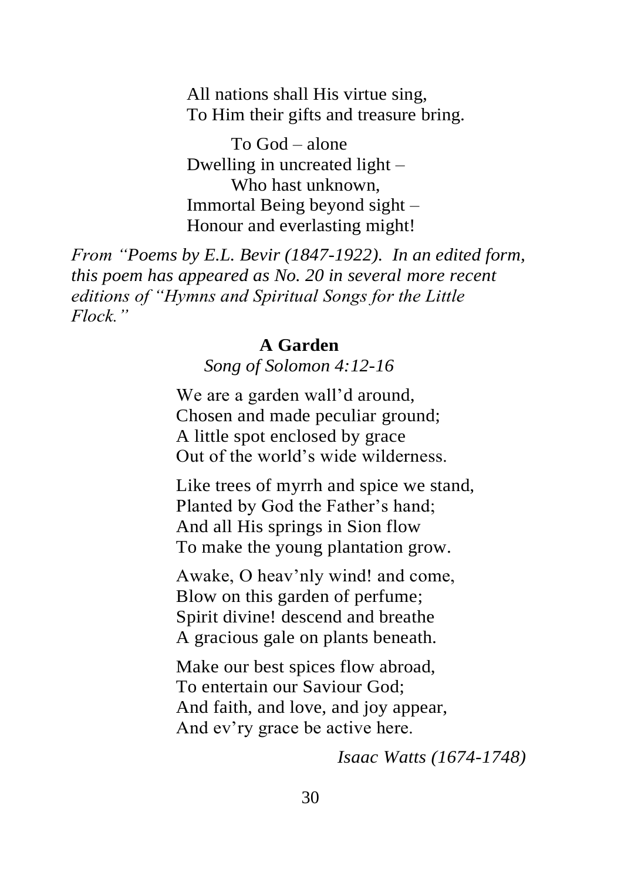All nations shall His virtue sing,  
To Him their gifts and treasure bring.

  To God – alone  
Dwelling in uncreated light –  
  Who hast unknown,  
Immortal Being beyond sight –  
Honour and everlasting might!

*From "Poems by E.L. Bevir (1847-1922). In an edited form, this poem has appeared as No. 20 in several more recent editions of "Hymns and Spiritual Songs for the Little Flock."*

## A Garden

*Song of Solomon 4:12-16*

We are a garden wall'd around,  
Chosen and made peculiar ground;  
A little spot enclosed by grace  
Out of the world's wide wilderness.

Like trees of myrrh and spice we stand,  
Planted by God the Father's hand;  
And all His springs in Sion flow  
To make the young plantation grow.

Awake, O heav'nly wind! and come,  
Blow on this garden of perfume;  
Spirit divine! descend and breathe  
A gracious gale on plants beneath.

Make our best spices flow abroad,  
To entertain our Saviour God;  
And faith, and love, and joy appear,  
And ev'ry grace be active here.

*Isaac Watts (1674-1748)*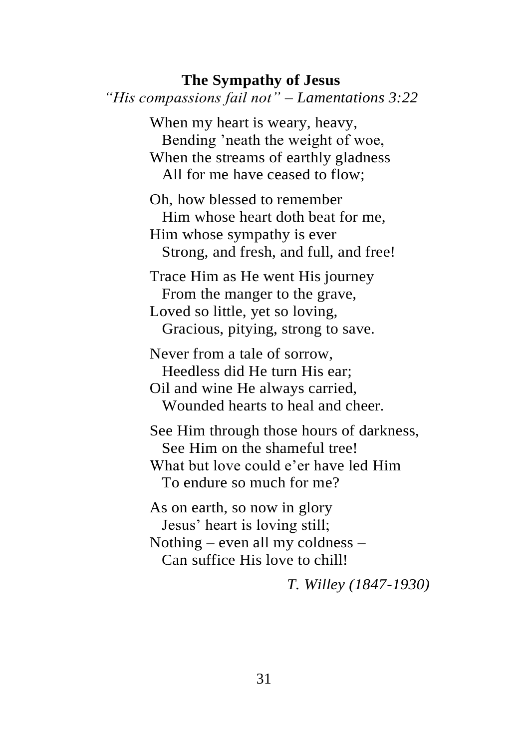## The Sympathy of Jesus

*"His compassions fail not" – Lamentations 3:22*

When my heart is weary, heavy,  
  Bending 'neath the weight of woe,  
When the streams of earthly gladness  
  All for me have ceased to flow;

Oh, how blessed to remember  
  Him whose heart doth beat for me,  
Him whose sympathy is ever  
  Strong, and fresh, and full, and free!

Trace Him as He went His journey  
  From the manger to the grave,  
Loved so little, yet so loving,  
  Gracious, pitying, strong to save.

Never from a tale of sorrow,  
  Heedless did He turn His ear;  
Oil and wine He always carried,  
  Wounded hearts to heal and cheer.

See Him through those hours of darkness,  
  See Him on the shameful tree!  
What but love could e'er have led Him  
  To endure so much for me?

As on earth, so now in glory  
  Jesus' heart is loving still;  
Nothing – even all my coldness –  
  Can suffice His love to chill!

*T. Willey (1847-1930)*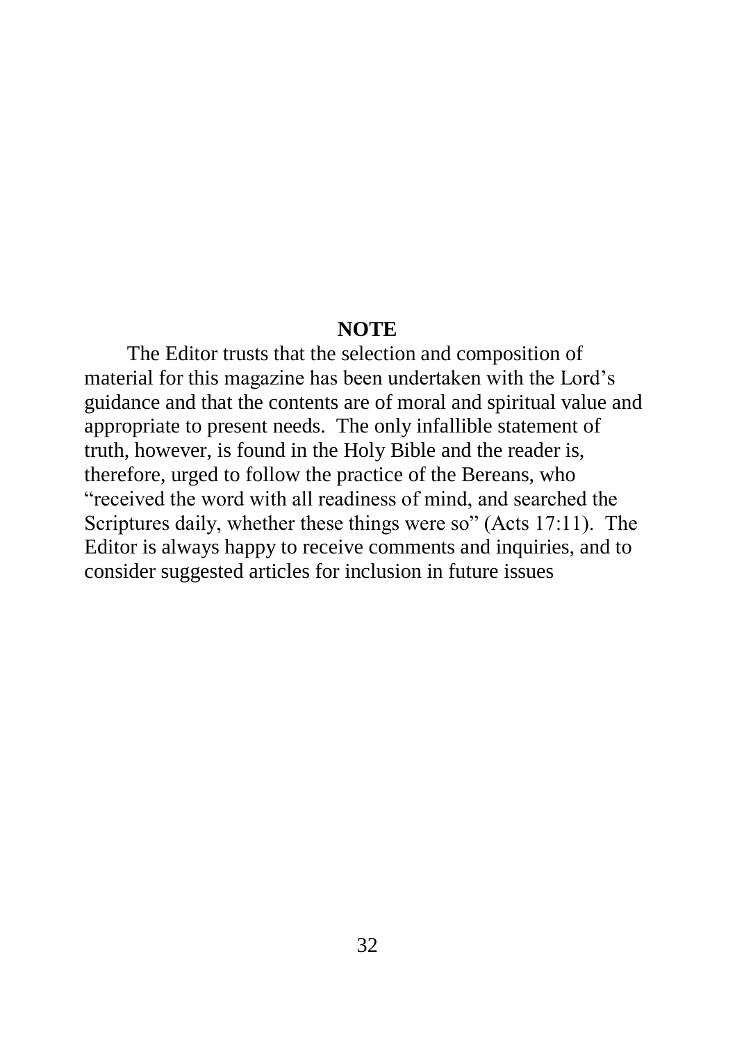## NOTE

The Editor trusts that the selection and composition of material for this magazine has been undertaken with the Lord's guidance and that the contents are of moral and spiritual value and appropriate to present needs. The only infallible statement of truth, however, is found in the Holy Bible and the reader is, therefore, urged to follow the practice of the Bereans, who "received the word with all readiness of mind, and searched the Scriptures daily, whether these things were so" (Acts 17:11). The Editor is always happy to receive comments and inquiries, and to consider suggested articles for inclusion in future issues